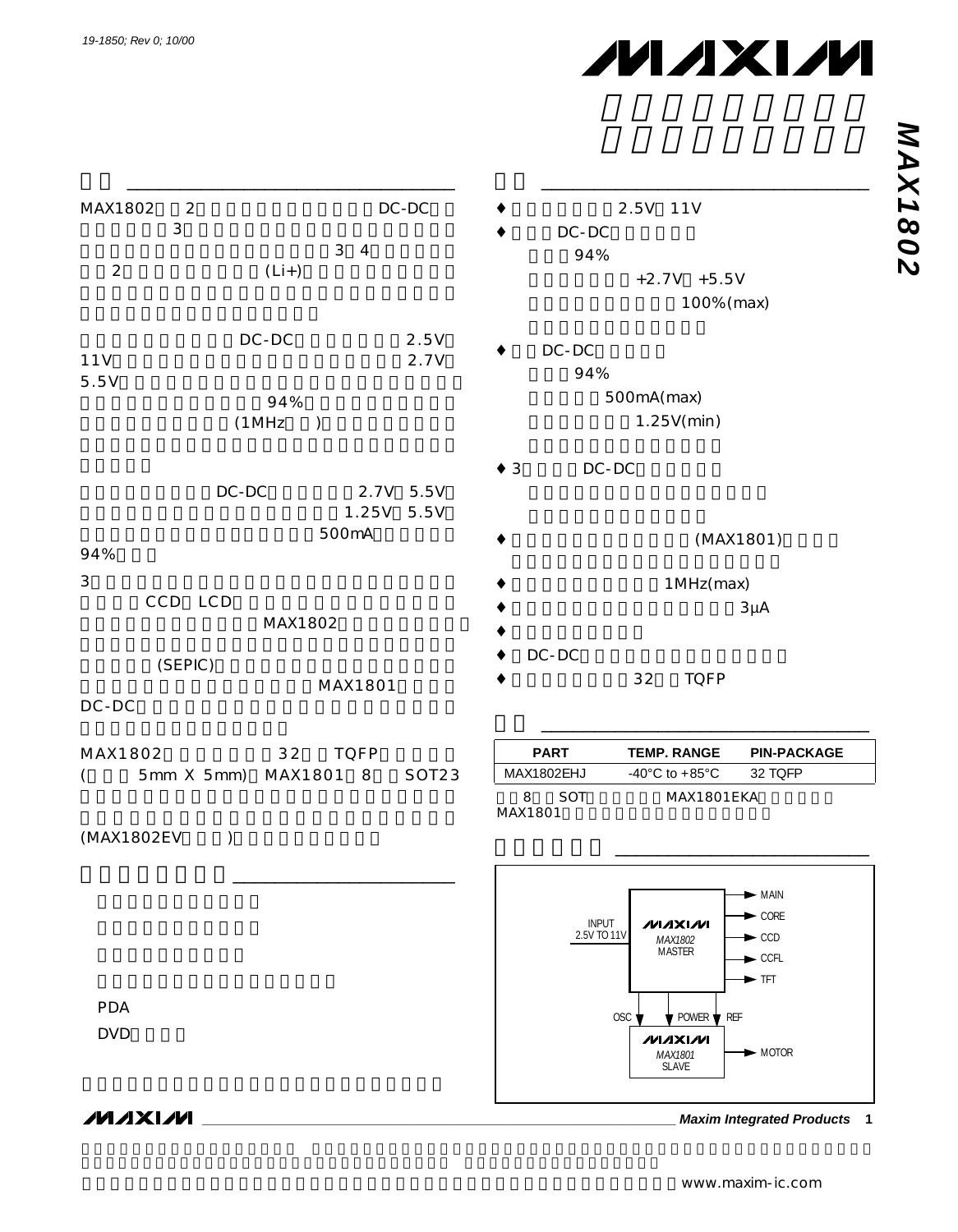19-1850; Rev 0; 10/00

# MAX1802

MAX1802 2 DC-DC 3 3 4 2 (Li+)

DC-DC 2.5V 11V 2.7V 5.5V 94% (1MHz )

DC-DC 2.7V 5.5V 1.25V 5.5V 500mA 94%

3 CCD LCD MAX1802 (SEPIC) MAX1801 DC-DC

MAX1802 32 TQFP (5mm X 5mm) MAX1801 8 SOT23 (MAX1802EV )

PDA

DVD

- 2.5V 11V
- DC-DC
  - 94%
  - +2.7V +5.5V
  - 100%(max)
- DC-DC
  - 94%
  - 500mA(max)
  - 1.25V(min)
- 3 DC-DC
- (MAX1801)
- 1MHz(max)
- 3µA
- DC-DC
- 32 TQFP

| PART | TEMP. RANGE | PIN-PACKAGE |
|---|---|---|
| MAX1802EHJ | -40°C to +85°C | 32 TQFP |

8 SOT MAX1801EKA MAX1801

INPUT 2.5V TO 11V

MAX1802 MASTER

MAIN, CORE, CCD, CCFL, TFT

OSC, POWER, REF

MAX1801 SLAVE

MOTOR

www.maxim-ic.com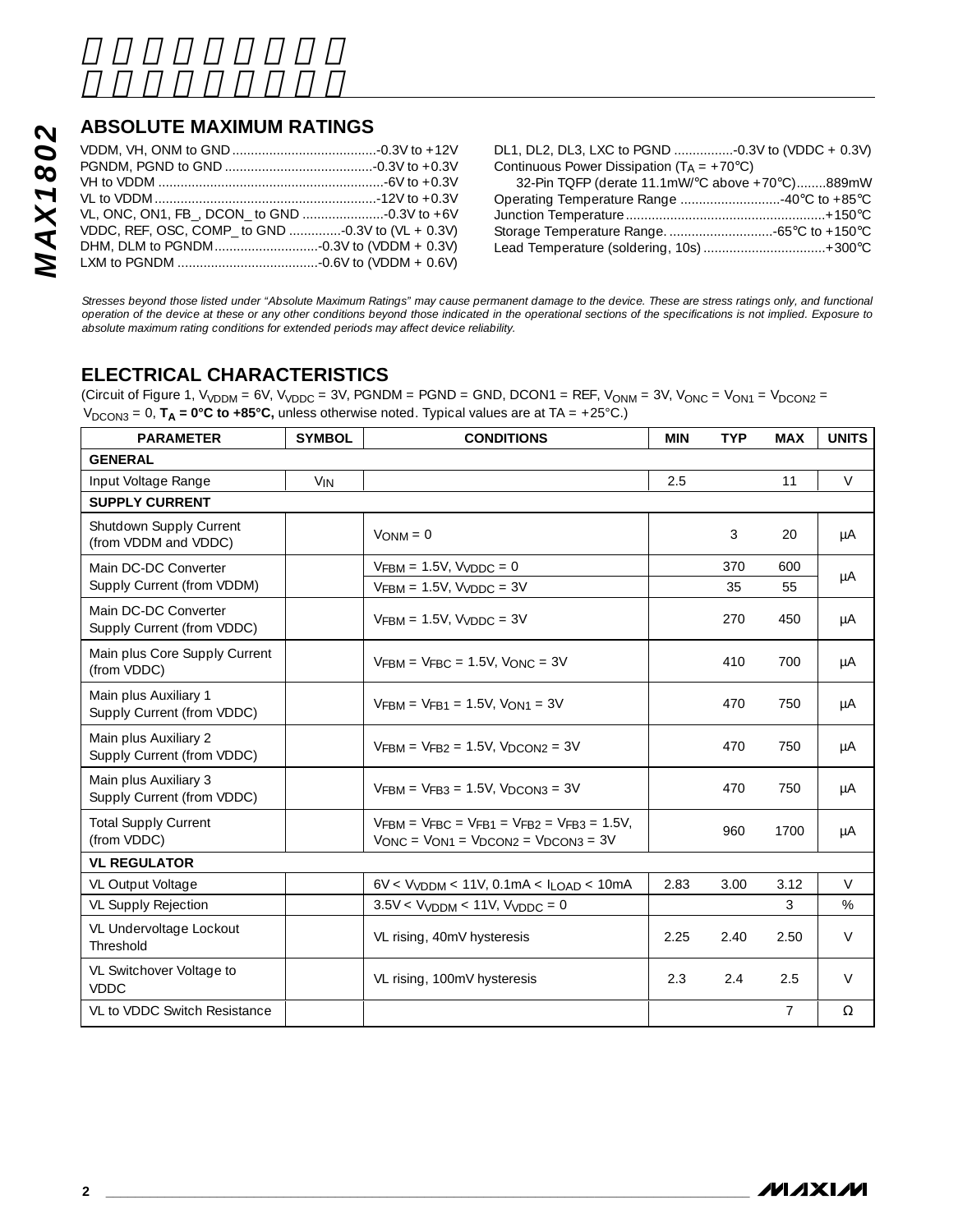## ABSOLUTE MAXIMUM RATINGS

VDDM, VH, ONM to GND ......................................-0.3V to +12V
PGNDM, PGND to GND ........................................-0.3V to +0.3V
VH to VDDM ............................................................-6V to +0.3V
VL to VDDM ...........................................................-12V to +0.3V
VL, ONC, ON1, FB_, DCON_ to GND ......................-0.3V to +6V
VDDC, REF, OSC, COMP_ to GND ..............-0.3V to (VL + 0.3V)
DHM, DLM to PGNDM............................-0.3V to (VDDM + 0.3V)
LXM to PGNDM ......................................-0.6V to (VDDM + 0.6V)
DL1, DL2, DL3, LXC to PGND ................-0.3V to (VDDC + 0.3V)
Continuous Power Dissipation ($T_A$ = +70°C)
32-Pin TQFP (derate 11.1mW/°C above +70°C)........889mW
Operating Temperature Range ...........................-40°C to +85°C
Junction Temperature......................................................+150°C
Storage Temperature Range. ............................-65°C to +150°C
Lead Temperature (soldering, 10s) .................................+300°C

*Stresses beyond those listed under “Absolute Maximum Ratings” may cause permanent damage to the device. These are stress ratings only, and functional operation of the device at these or any other conditions beyond those indicated in the operational sections of the specifications is not implied. Exposure to absolute maximum rating conditions for extended periods may affect device reliability.*

## ELECTRICAL CHARACTERISTICS

(Circuit of Figure 1, $V_{VDDM}$ = 6V, $V_{VDDC}$ = 3V, PGNDM = PGND = GND, DCON1 = REF, $V_{ONM}$ = 3V, $V_{ONC}$ = $V_{ON1}$ = $V_{DCON2}$ = $V_{DCON3}$ = 0, **$T_A$ = 0°C to +85°C,** unless otherwise noted. Typical values are at TA = +25°C.)

| PARAMETER | SYMBOL | CONDITIONS | MIN | TYP | MAX | UNITS |
|---|---|---|---|---|---|---|
| **GENERAL** | | | | | | |
| Input Voltage Range | $V_{IN}$ | | 2.5 | | 11 | V |
| **SUPPLY CURRENT** | | | | | | |
| Shutdown Supply Current (from VDDM and VDDC) | | $V_{ONM}$ = 0 | | 3 | 20 | µA |
| Main DC-DC Converter Supply Current (from VDDM) | | $V_{FBM}$ = 1.5V, $V_{VDDC}$ = 0 | | 370 | 600 | µA |
| | | $V_{FBM}$ = 1.5V, $V_{VDDC}$ = 3V | | 35 | 55 | |
| Main DC-DC Converter Supply Current (from VDDC) | | $V_{FBM}$ = 1.5V, $V_{VDDC}$ = 3V | | 270 | 450 | µA |
| Main plus Core Supply Current (from VDDC) | | $V_{FBM}$ = $V_{FBC}$ = 1.5V, $V_{ONC}$ = 3V | | 410 | 700 | µA |
| Main plus Auxiliary 1 Supply Current (from VDDC) | | $V_{FBM}$ = $V_{FB1}$ = 1.5V, $V_{ON1}$ = 3V | | 470 | 750 | µA |
| Main plus Auxiliary 2 Supply Current (from VDDC) | | $V_{FBM}$ = $V_{FB2}$ = 1.5V, $V_{DCON2}$ = 3V | | 470 | 750 | µA |
| Main plus Auxiliary 3 Supply Current (from VDDC) | | $V_{FBM}$ = $V_{FB3}$ = 1.5V, $V_{DCON3}$ = 3V | | 470 | 750 | µA |
| Total Supply Current (from VDDC) | | $V_{FBM}$ = $V_{FBC}$ = $V_{FB1}$ = $V_{FB2}$ = $V_{FB3}$ = 1.5V, $V_{ONC}$ = $V_{ON1}$ = $V_{DCON2}$ = $V_{DCON3}$ = 3V | | 960 | 1700 | µA |
| **VL REGULATOR** | | | | | | |
| VL Output Voltage | | 6V < $V_{VDDM}$ < 11V, 0.1mA < $I_{LOAD}$ < 10mA | 2.83 | 3.00 | 3.12 | V |
| VL Supply Rejection | | 3.5V < $V_{VDDM}$ < 11V, $V_{VDDC}$ = 0 | | | 3 | % |
| VL Undervoltage Lockout Threshold | | VL rising, 40mV hysteresis | 2.25 | 2.40 | 2.50 | V |
| VL Switchover Voltage to VDDC | | VL rising, 100mV hysteresis | 2.3 | 2.4 | 2.5 | V |
| VL to VDDC Switch Resistance | | | | | 7 | Ω |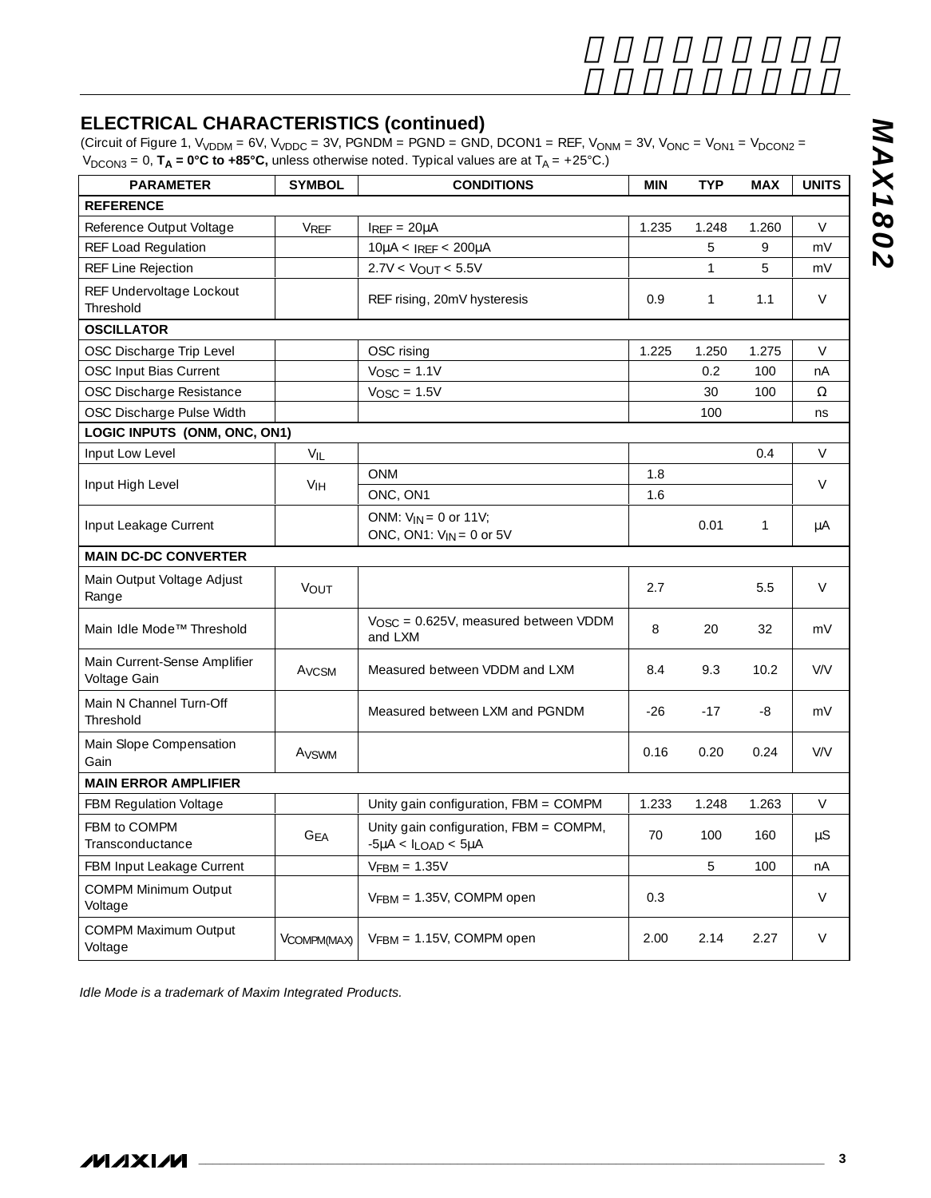## ELECTRICAL CHARACTERISTICS (continued)

(Circuit of Figure 1, $V_{VDDM}$ = 6V, $V_{VDDC}$ = 3V, PGNDM = PGND = GND, DCON1 = REF, $V_{ONM}$ = 3V, $V_{ONC}$ = $V_{ON1}$ = $V_{DCON2}$ = $V_{DCON3}$ = 0, **$T_A$ = 0°C to +85°C,** unless otherwise noted. Typical values are at $T_A$ = +25°C.)

| PARAMETER | SYMBOL | CONDITIONS | MIN | TYP | MAX | UNITS |
|---|---|---|---|---|---|---|
| **REFERENCE** | | | | | | |
| Reference Output Voltage | $V_{REF}$ | $I_{REF}$ = 20µA | 1.235 | 1.248 | 1.260 | V |
| REF Load Regulation | | 10µA < $I_{REF}$ < 200µA | | 5 | 9 | mV |
| REF Line Rejection | | 2.7V < $V_{OUT}$ < 5.5V | | 1 | 5 | mV |
| REF Undervoltage Lockout Threshold | | REF rising, 20mV hysteresis | 0.9 | 1 | 1.1 | V |
| **OSCILLATOR** | | | | | | |
| OSC Discharge Trip Level | | OSC rising | 1.225 | 1.250 | 1.275 | V |
| OSC Input Bias Current | | $V_{OSC}$ = 1.1V | | 0.2 | 100 | nA |
| OSC Discharge Resistance | | $V_{OSC}$ = 1.5V | | 30 | 100 | Ω |
| OSC Discharge Pulse Width | | | | 100 | | ns |
| **LOGIC INPUTS (ONM, ONC, ON1)** | | | | | | |
| Input Low Level | $V_{IL}$ | | | | 0.4 | V |
| Input High Level | $V_{IH}$ | ONM | 1.8 | | | V |
| | | ONC, ON1 | 1.6 | | | |
| Input Leakage Current | | ONM: $V_{IN}$ = 0 or 11V; ONC, ON1: $V_{IN}$ = 0 or 5V | | 0.01 | 1 | µA |
| **MAIN DC-DC CONVERTER** | | | | | | |
| Main Output Voltage Adjust Range | $V_{OUT}$ | | 2.7 | | 5.5 | V |
| Main Idle Mode™ Threshold | | $V_{OSC}$ = 0.625V, measured between VDDM and LXM | 8 | 20 | 32 | mV |
| Main Current-Sense Amplifier Voltage Gain | $A_{VCSM}$ | Measured between VDDM and LXM | 8.4 | 9.3 | 10.2 | V/V |
| Main N Channel Turn-Off Threshold | | Measured between LXM and PGNDM | -26 | -17 | -8 | mV |
| Main Slope Compensation Gain | $A_{VSWM}$ | | 0.16 | 0.20 | 0.24 | V/V |
| **MAIN ERROR AMPLIFIER** | | | | | | |
| FBM Regulation Voltage | | Unity gain configuration, FBM = COMPM | 1.233 | 1.248 | 1.263 | V |
| FBM to COMPM Transconductance | $G_{EA}$ | Unity gain configuration, FBM = COMPM, -5µA < $I_{LOAD}$ < 5µA | 70 | 100 | 160 | µS |
| FBM Input Leakage Current | | $V_{FBM}$ = 1.35V | | 5 | 100 | nA |
| COMPM Minimum Output Voltage | | $V_{FBM}$ = 1.35V, COMPM open | 0.3 | | | V |
| COMPM Maximum Output Voltage | $V_{COMPM(MAX)}$ | $V_{FBM}$ = 1.15V, COMPM open | 2.00 | 2.14 | 2.27 | V |

*Idle Mode is a trademark of Maxim Integrated Products.*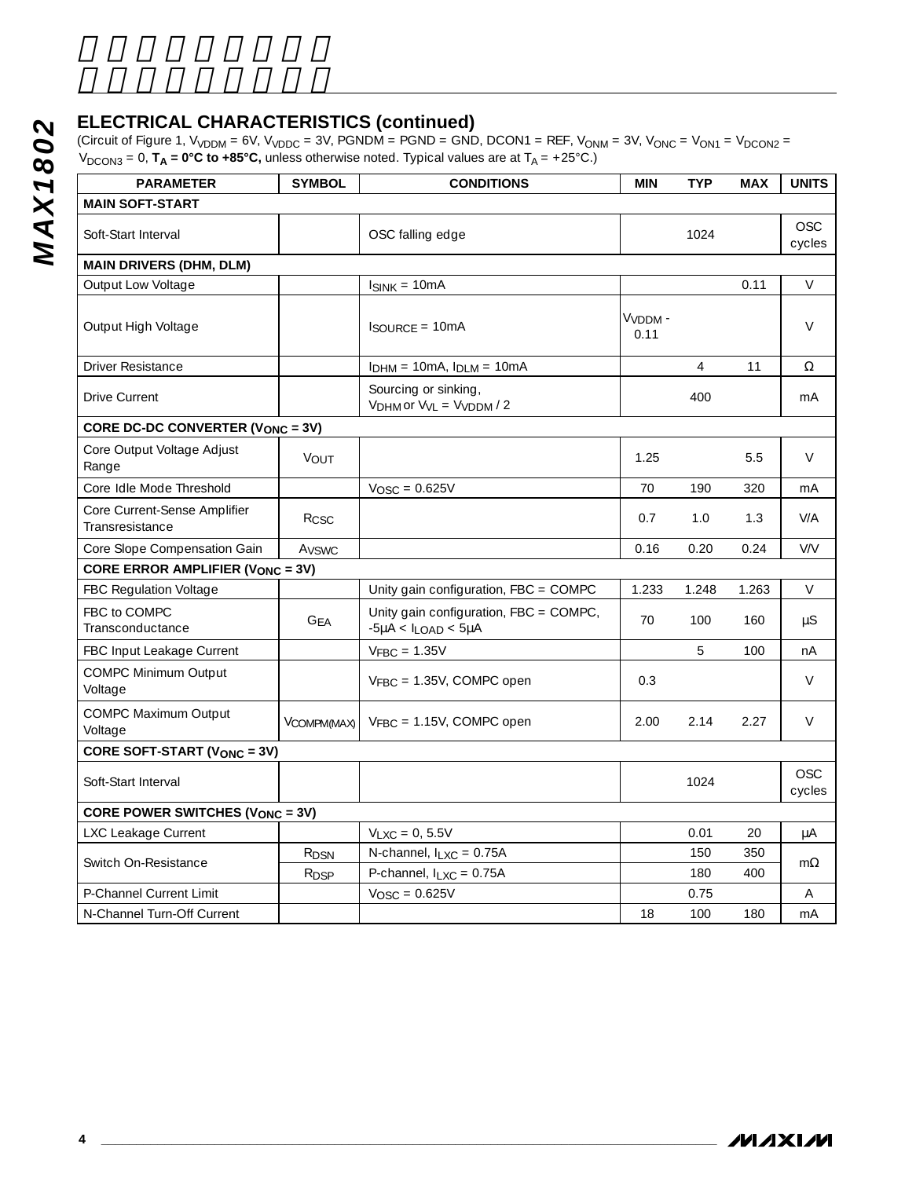## ELECTRICAL CHARACTERISTICS (continued)

(Circuit of Figure 1, $V_{VDDM}$ = 6V, $V_{VDDC}$ = 3V, PGNDM = PGND = GND, DCON1 = REF, $V_{ONM}$ = 3V, $V_{ONC}$ = $V_{ON1}$ = $V_{DCON2}$ = $V_{DCON3}$ = 0, **$T_A$ = 0°C to +85°C,** unless otherwise noted. Typical values are at $T_A$ = +25°C.)

| PARAMETER | SYMBOL | CONDITIONS | MIN | TYP | MAX | UNITS |
|---|---|---|---|---|---|---|
| **MAIN SOFT-START** | | | | | | |
| Soft-Start Interval | | OSC falling edge | | 1024 | | OSC cycles |
| **MAIN DRIVERS (DHM, DLM)** | | | | | | |
| Output Low Voltage | | $I_{SINK}$ = 10mA | | | 0.11 | V |
| Output High Voltage | | $I_{SOURCE}$ = 10mA | $V_{VDDM}$ - 0.11 | | | V |
| Driver Resistance | | $I_{DHM}$ = 10mA, $I_{DLM}$ = 10mA | | 4 | 11 | Ω |
| Drive Current | | Sourcing or sinking, $V_{DHM}$ or $V_{VL}$ = $V_{VDDM}$ / 2 | | 400 | | mA |
| **CORE DC-DC CONVERTER ($V_{ONC}$ = 3V)** | | | | | | |
| Core Output Voltage Adjust Range | $V_{OUT}$ | | 1.25 | | 5.5 | V |
| Core Idle Mode Threshold | | $V_{OSC}$ = 0.625V | 70 | 190 | 320 | mA |
| Core Current-Sense Amplifier Transresistance | $R_{CSC}$ | | 0.7 | 1.0 | 1.3 | V/A |
| Core Slope Compensation Gain | $A_{VSWC}$ | | 0.16 | 0.20 | 0.24 | V/V |
| **CORE ERROR AMPLIFIER ($V_{ONC}$ = 3V)** | | | | | | |
| FBC Regulation Voltage | | Unity gain configuration, FBC = COMPC | 1.233 | 1.248 | 1.263 | V |
| FBC to COMPC Transconductance | $G_{EA}$ | Unity gain configuration, FBC = COMPC, -5µA < $I_{LOAD}$ < 5µA | 70 | 100 | 160 | µS |
| FBC Input Leakage Current | | $V_{FBC}$ = 1.35V | | 5 | 100 | nA |
| COMPC Minimum Output Voltage | | $V_{FBC}$ = 1.35V, COMPC open | 0.3 | | | V |
| COMPC Maximum Output Voltage | $V_{COMPM(MAX)}$ | $V_{FBC}$ = 1.15V, COMPC open | 2.00 | 2.14 | 2.27 | V |
| **CORE SOFT-START ($V_{ONC}$ = 3V)** | | | | | | |
| Soft-Start Interval | | | | 1024 | | OSC cycles |
| **CORE POWER SWITCHES ($V_{ONC}$ = 3V)** | | | | | | |
| LXC Leakage Current | | $V_{LXC}$ = 0, 5.5V | | 0.01 | 20 | µA |
| Switch On-Resistance | $R_{DSN}$ | N-channel, $I_{LXC}$ = 0.75A | | 150 | 350 | mΩ |
| | $R_{DSP}$ | P-channel, $I_{LXC}$ = 0.75A | | 180 | 400 | mΩ |
| P-Channel Current Limit | | $V_{OSC}$ = 0.625V | | 0.75 | | A |
| N-Channel Turn-Off Current | | | 18 | 100 | 180 | mA |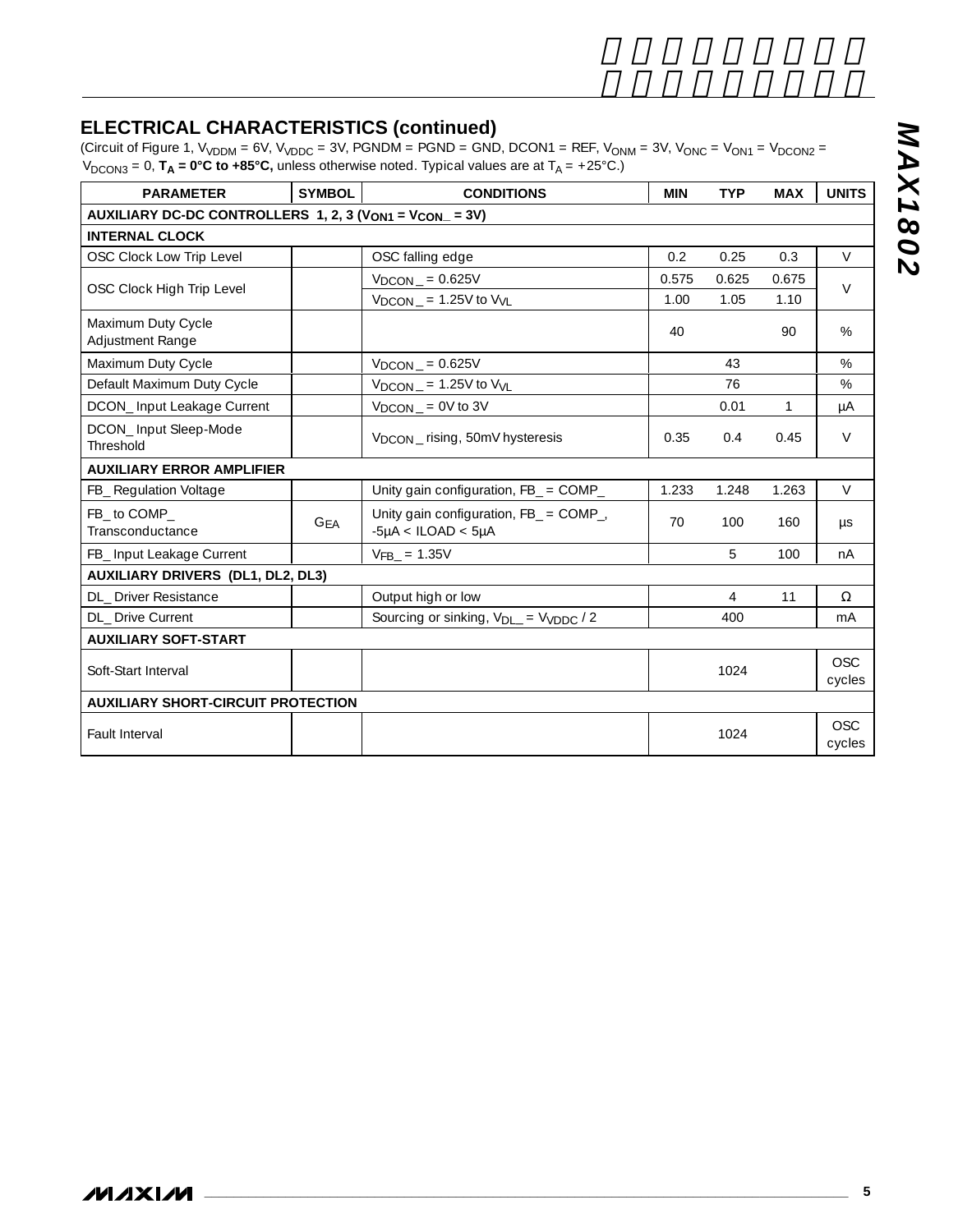## ELECTRICAL CHARACTERISTICS (continued)

(Circuit of Figure 1, $V_{VDDM}$ = 6V, $V_{VDDC}$ = 3V, PGNDM = PGND = GND, DCON1 = REF, $V_{ONM}$ = 3V, $V_{ONC}$ = $V_{ON1}$ = $V_{DCON2}$ = $V_{DCON3}$ = 0, **$T_A$ = 0°C to +85°C,** unless otherwise noted. Typical values are at $T_A$ = +25°C.)

| PARAMETER | SYMBOL | CONDITIONS | MIN | TYP | MAX | UNITS |
|---|---|---|---|---|---|---|
| **AUXILIARY DC-DC CONTROLLERS 1, 2, 3 ($V_{ON1}$ = $V_{CON\_}$ = 3V)** | | | | | | |
| **INTERNAL CLOCK** | | | | | | |
| OSC Clock Low Trip Level | | OSC falling edge | 0.2 | 0.25 | 0.3 | V |
| OSC Clock High Trip Level | | $V_{DCON\_}$ = 0.625V | 0.575 | 0.625 | 0.675 | V |
| | | $V_{DCON\_}$ = 1.25V to $V_{VL}$ | 1.00 | 1.05 | 1.10 | |
| Maximum Duty Cycle Adjustment Range | | | 40 | | 90 | % |
| Maximum Duty Cycle | | $V_{DCON\_}$ = 0.625V | | 43 | | % |
| Default Maximum Duty Cycle | | $V_{DCON\_}$ = 1.25V to $V_{VL}$ | | 76 | | % |
| DCON_ Input Leakage Current | | $V_{DCON\_}$ = 0V to 3V | | 0.01 | 1 | µA |
| DCON_ Input Sleep-Mode Threshold | | $V_{DCON\_}$ rising, 50mV hysteresis | 0.35 | 0.4 | 0.45 | V |
| **AUXILIARY ERROR AMPLIFIER** | | | | | | |
| FB_ Regulation Voltage | | Unity gain configuration, FB_ = COMP_ | 1.233 | 1.248 | 1.263 | V |
| FB_ to COMP_ Transconductance | $G_{EA}$ | Unity gain configuration, FB_ = COMP_, -5µA < ILOAD < 5µA | 70 | 100 | 160 | µs |
| FB_ Input Leakage Current | | $V_{FB\_}$ = 1.35V | | 5 | 100 | nA |
| **AUXILIARY DRIVERS (DL1, DL2, DL3)** | | | | | | |
| DL_ Driver Resistance | | Output high or low | | 4 | 11 | Ω |
| DL_ Drive Current | | Sourcing or sinking, $V_{DL\_}$ = $V_{VDDC}$ / 2 | | 400 | | mA |
| **AUXILIARY SOFT-START** | | | | | | |
| Soft-Start Interval | | | | 1024 | | OSC cycles |
| **AUXILIARY SHORT-CIRCUIT PROTECTION** | | | | | | |
| Fault Interval | | | | 1024 | | OSC cycles |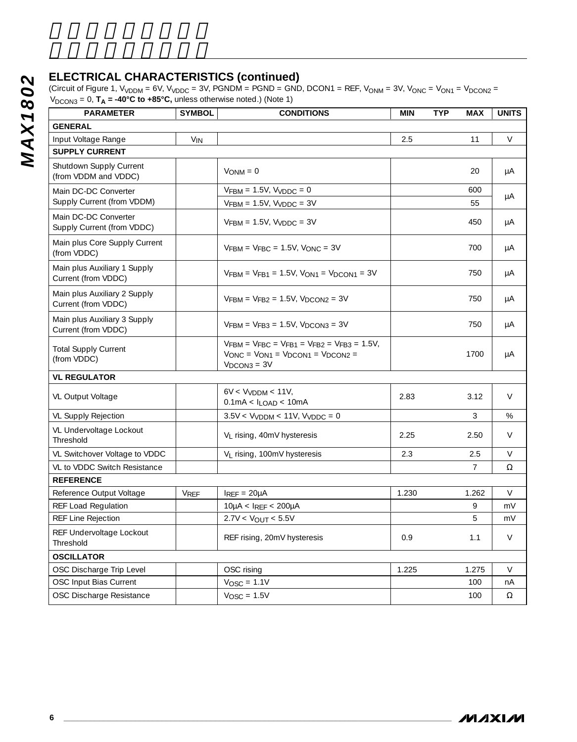## ELECTRICAL CHARACTERISTICS (continued)

(Circuit of Figure 1, $V_{VDDM}$ = 6V, $V_{VDDC}$ = 3V, PGNDM = PGND = GND, DCON1 = REF, $V_{ONM}$ = 3V, $V_{ONC}$ = $V_{ON1}$ = $V_{DCON2}$ = $V_{DCON3}$ = 0, **$T_A$ = -40°C to +85°C,** unless otherwise noted.) (Note 1)

| PARAMETER | SYMBOL | CONDITIONS | MIN | TYP | MAX | UNITS |
|---|---|---|---|---|---|---|
| **GENERAL** | | | | | | |
| Input Voltage Range | $V_{IN}$ | | 2.5 | | 11 | V |
| **SUPPLY CURRENT** | | | | | | |
| Shutdown Supply Current (from VDDM and VDDC) | | $V_{ONM}$ = 0 | | | 20 | µA |
| Main DC-DC Converter Supply Current (from VDDM) | | $V_{FBM}$ = 1.5V, $V_{VDDC}$ = 0 | | | 600 | µA |
| | | $V_{FBM}$ = 1.5V, $V_{VDDC}$ = 3V | | | 55 | |
| Main DC-DC Converter Supply Current (from VDDC) | | $V_{FBM}$ = 1.5V, $V_{VDDC}$ = 3V | | | 450 | µA |
| Main plus Core Supply Current (from VDDC) | | $V_{FBM}$ = $V_{FBC}$ = 1.5V, $V_{ONC}$ = 3V | | | 700 | µA |
| Main plus Auxiliary 1 Supply Current (from VDDC) | | $V_{FBM}$ = $V_{FB1}$ = 1.5V, $V_{ON1}$ = $V_{DCON1}$ = 3V | | | 750 | µA |
| Main plus Auxiliary 2 Supply Current (from VDDC) | | $V_{FBM}$ = $V_{FB2}$ = 1.5V, $V_{DCON2}$ = 3V | | | 750 | µA |
| Main plus Auxiliary 3 Supply Current (from VDDC) | | $V_{FBM}$ = $V_{FB3}$ = 1.5V, $V_{DCON3}$ = 3V | | | 750 | µA |
| Total Supply Current (from VDDC) | | $V_{FBM}$ = $V_{FBC}$ = $V_{FB1}$ = $V_{FB2}$ = $V_{FB3}$ = 1.5V, $V_{ONC}$ = $V_{ON1}$ = $V_{DCON1}$ = $V_{DCON2}$ = $V_{DCON3}$ = 3V | | | 1700 | µA |
| **VL REGULATOR** | | | | | | |
| VL Output Voltage | | 6V < $V_{VDDM}$ < 11V, 0.1mA < $I_{LOAD}$ < 10mA | 2.83 | | 3.12 | V |
| VL Supply Rejection | | 3.5V < $V_{VDDM}$ < 11V, $V_{VDDC}$ = 0 | | | 3 | % |
| VL Undervoltage Lockout Threshold | | $V_L$ rising, 40mV hysteresis | 2.25 | | 2.50 | V |
| VL Switchover Voltage to VDDC | | $V_L$ rising, 100mV hysteresis | 2.3 | | 2.5 | V |
| VL to VDDC Switch Resistance | | | | | 7 | Ω |
| **REFERENCE** | | | | | | |
| Reference Output Voltage | $V_{REF}$ | $I_{REF}$ = 20µA | 1.230 | | 1.262 | V |
| REF Load Regulation | | 10µA < $I_{REF}$ < 200µA | | | 9 | mV |
| REF Line Rejection | | 2.7V < $V_{OUT}$ < 5.5V | | | 5 | mV |
| REF Undervoltage Lockout Threshold | | REF rising, 20mV hysteresis | 0.9 | | 1.1 | V |
| **OSCILLATOR** | | | | | | |
| OSC Discharge Trip Level | | OSC rising | 1.225 | | 1.275 | V |
| OSC Input Bias Current | | $V_{OSC}$ = 1.1V | | | 100 | nA |
| OSC Discharge Resistance | | $V_{OSC}$ = 1.5V | | | 100 | Ω |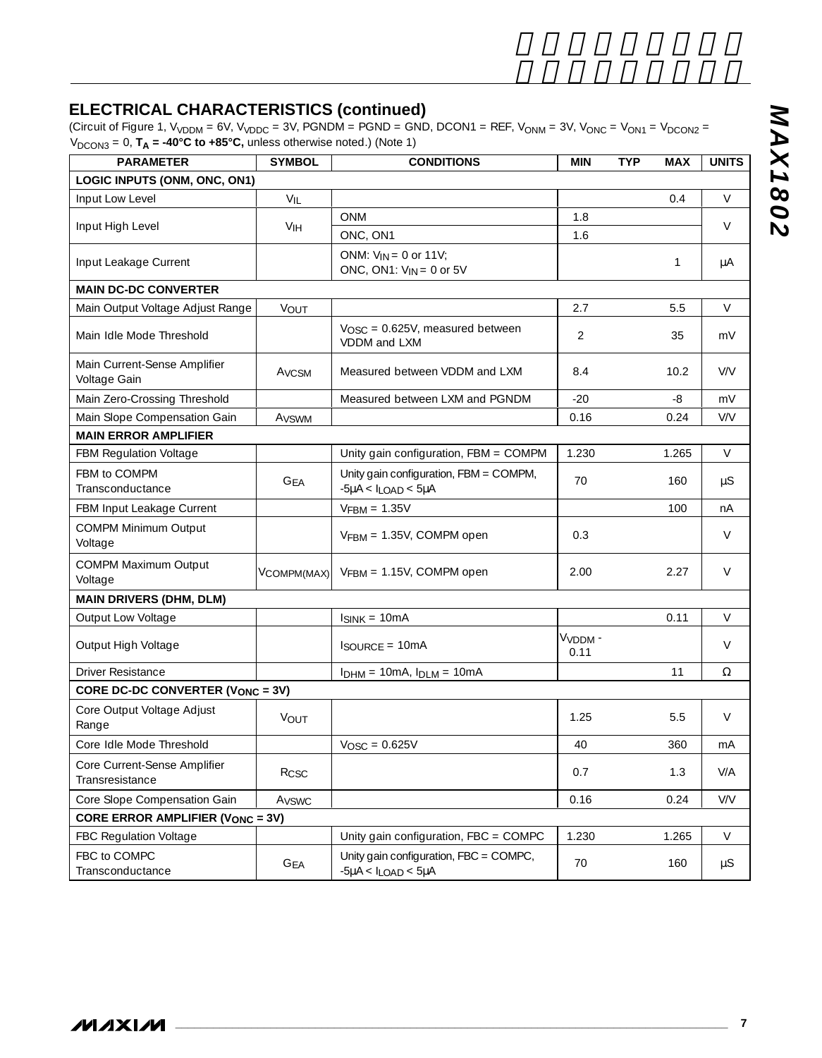## ELECTRICAL CHARACTERISTICS (continued)

(Circuit of Figure 1, $V_{VDDM}$ = 6V, $V_{VDDC}$ = 3V, PGNDM = PGND = GND, DCON1 = REF, $V_{ONM}$ = 3V, $V_{ONC}$ = $V_{ON1}$ = $V_{DCON2}$ = $V_{DCON3}$ = 0, **$T_A$ = -40°C to +85°C,** unless otherwise noted.) (Note 1)

| PARAMETER | SYMBOL | CONDITIONS | MIN | TYP | MAX | UNITS |
|---|---|---|---|---|---|---|
| **LOGIC INPUTS (ONM, ONC, ON1)** | | | | | | |
| Input Low Level | $V_{IL}$ | | | | 0.4 | V |
| Input High Level | $V_{IH}$ | ONM | 1.8 | | | V |
| | | ONC, ON1 | 1.6 | | | |
| Input Leakage Current | | ONM: $V_{IN}$ = 0 or 11V; ONC, ON1: $V_{IN}$ = 0 or 5V | | | 1 | µA |
| **MAIN DC-DC CONVERTER** | | | | | | |
| Main Output Voltage Adjust Range | $V_{OUT}$ | | 2.7 | | 5.5 | V |
| Main Idle Mode Threshold | | $V_{OSC}$ = 0.625V, measured between VDDM and LXM | 2 | | 35 | mV |
| Main Current-Sense Amplifier Voltage Gain | $A_{VCSM}$ | Measured between VDDM and LXM | 8.4 | | 10.2 | V/V |
| Main Zero-Crossing Threshold | | Measured between LXM and PGNDM | -20 | | -8 | mV |
| Main Slope Compensation Gain | $A_{VSWM}$ | | 0.16 | | 0.24 | V/V |
| **MAIN ERROR AMPLIFIER** | | | | | | |
| FBM Regulation Voltage | | Unity gain configuration, FBM = COMPM | 1.230 | | 1.265 | V |
| FBM to COMPM Transconductance | $G_{EA}$ | Unity gain configuration, FBM = COMPM, -5µA < $I_{LOAD}$ < 5µA | 70 | | 160 | µS |
| FBM Input Leakage Current | | $V_{FBM}$ = 1.35V | | | 100 | nA |
| COMPM Minimum Output Voltage | | $V_{FBM}$ = 1.35V, COMPM open | 0.3 | | | V |
| COMPM Maximum Output Voltage | $V_{COMPM(MAX)}$ | $V_{FBM}$ = 1.15V, COMPM open | 2.00 | | 2.27 | V |
| **MAIN DRIVERS (DHM, DLM)** | | | | | | |
| Output Low Voltage | | $I_{SINK}$ = 10mA | | | 0.11 | V |
| Output High Voltage | | $I_{SOURCE}$ = 10mA | $V_{VDDM}$ - 0.11 | | | V |
| Driver Resistance | | $I_{DHM}$ = 10mA, $I_{DLM}$ = 10mA | | | 11 | Ω |
| **CORE DC-DC CONVERTER ($V_{ONC}$ = 3V)** | | | | | | |
| Core Output Voltage Adjust Range | $V_{OUT}$ | | 1.25 | | 5.5 | V |
| Core Idle Mode Threshold | | $V_{OSC}$ = 0.625V | 40 | | 360 | mA |
| Core Current-Sense Amplifier Transresistance | $R_{CSC}$ | | 0.7 | | 1.3 | V/A |
| Core Slope Compensation Gain | $A_{VSWC}$ | | 0.16 | | 0.24 | V/V |
| **CORE ERROR AMPLIFIER ($V_{ONC}$ = 3V)** | | | | | | |
| FBC Regulation Voltage | | Unity gain configuration, FBC = COMPC | 1.230 | | 1.265 | V |
| FBC to COMPC Transconductance | $G_{EA}$ | Unity gain configuration, FBC = COMPC, -5µA < $I_{LOAD}$ < 5µA | 70 | | 160 | µS |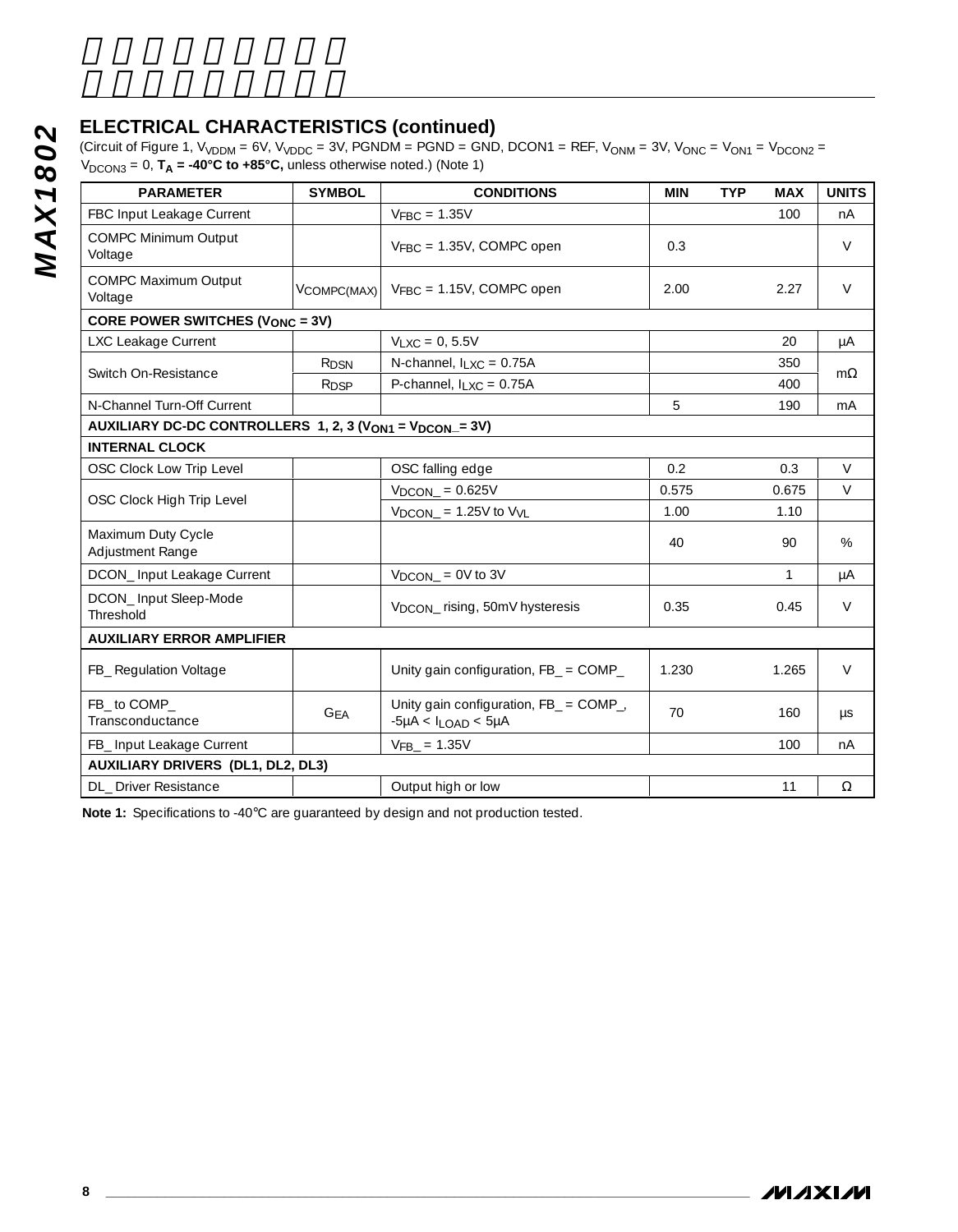## ELECTRICAL CHARACTERISTICS (continued)

(Circuit of Figure 1, $V_{VDDM}$ = 6V, $V_{VDDC}$ = 3V, PGNDM = PGND = GND, DCON1 = REF, $V_{ONM}$ = 3V, $V_{ONC}$ = $V_{ON1}$ = $V_{DCON2}$ = $V_{DCON3}$ = 0, **$T_A$ = -40°C to +85°C,** unless otherwise noted.) (Note 1)

| PARAMETER | SYMBOL | CONDITIONS | MIN | TYP | MAX | UNITS |
|---|---|---|---|---|---|---|
| FBC Input Leakage Current | | $V_{FBC}$ = 1.35V | | | 100 | nA |
| COMPC Minimum Output Voltage | | $V_{FBC}$ = 1.35V, COMPC open | 0.3 | | | V |
| COMPC Maximum Output Voltage | $V_{COMPC(MAX)}$ | $V_{FBC}$ = 1.15V, COMPC open | 2.00 | | 2.27 | V |
| **CORE POWER SWITCHES ($V_{ONC}$ = 3V)** | | | | | | |
| LXC Leakage Current | | $V_{LXC}$ = 0, 5.5V | | | 20 | µA |
| Switch On-Resistance | $R_{DSN}$ | N-channel, $I_{LXC}$ = 0.75A | | | 350 | mΩ |
| | $R_{DSP}$ | P-channel, $I_{LXC}$ = 0.75A | | | 400 | |
| N-Channel Turn-Off Current | | | 5 | | 190 | mA |
| **AUXILIARY DC-DC CONTROLLERS 1, 2, 3 ($V_{ON1}$ = $V_{DCON\_}$ = 3V)** | | | | | | |
| **INTERNAL CLOCK** | | | | | | |
| OSC Clock Low Trip Level | | OSC falling edge | 0.2 | | 0.3 | V |
| OSC Clock High Trip Level | | $V_{DCON\_}$ = 0.625V | 0.575 | | 0.675 | V |
| | | $V_{DCON\_}$ = 1.25V to $V_{VL}$ | 1.00 | | 1.10 | |
| Maximum Duty Cycle Adjustment Range | | | 40 | | 90 | % |
| DCON_ Input Leakage Current | | $V_{DCON\_}$ = 0V to 3V | | | 1 | µA |
| DCON_ Input Sleep-Mode Threshold | | $V_{DCON\_}$ rising, 50mV hysteresis | 0.35 | | 0.45 | V |
| **AUXILIARY ERROR AMPLIFIER** | | | | | | |
| FB_ Regulation Voltage | | Unity gain configuration, FB_ = COMP_ | 1.230 | | 1.265 | V |
| FB_ to COMP_ Transconductance | $G_{EA}$ | Unity gain configuration, FB_ = COMP_, -5µA < $I_{LOAD}$ < 5µA | 70 | | 160 | µs |
| FB_ Input Leakage Current | | $V_{FB\_}$ = 1.35V | | | 100 | nA |
| **AUXILIARY DRIVERS (DL1, DL2, DL3)** | | | | | | |
| DL_ Driver Resistance | | Output high or low | | | 11 | Ω |

**Note 1:** Specifications to -40°C are guaranteed by design and not production tested.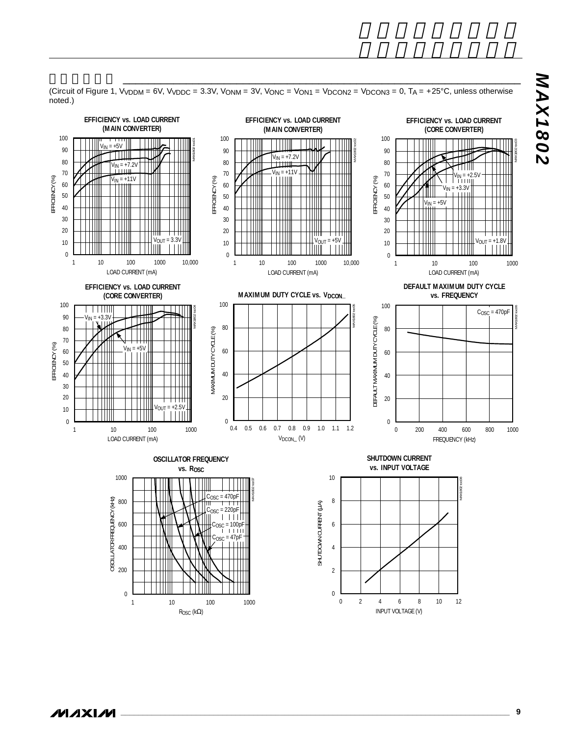## 典型工作特性

(Circuit of Figure 1, $V_{VDDM}$ = 6V, $V_{VDDC}$ = 3.3V, $V_{ONM}$ = 3V, $V_{ONC}$ = $V_{ON1}$ = $V_{DCON2}$ = $V_{DCON3}$ = 0, $T_A$ = +25°C, unless otherwise noted.)

**EFFICIENCY vs. LOAD CURRENT (MAIN CONVERTER)**

**EFFICIENCY vs. LOAD CURRENT (MAIN CONVERTER)**

**EFFICIENCY vs. LOAD CURRENT (CORE CONVERTER)**

**EFFICIENCY vs. LOAD CURRENT (CORE CONVERTER)**

**MAXIMUM DUTY CYCLE vs. $V_{DCON\_}$**

**DEFAULT MAXIMUM DUTY CYCLE vs. FREQUENCY**

**OSCILLATOR FREQUENCY vs. $R_{OSC}$**

**SHUTDOWN CURRENT vs. INPUT VOLTAGE**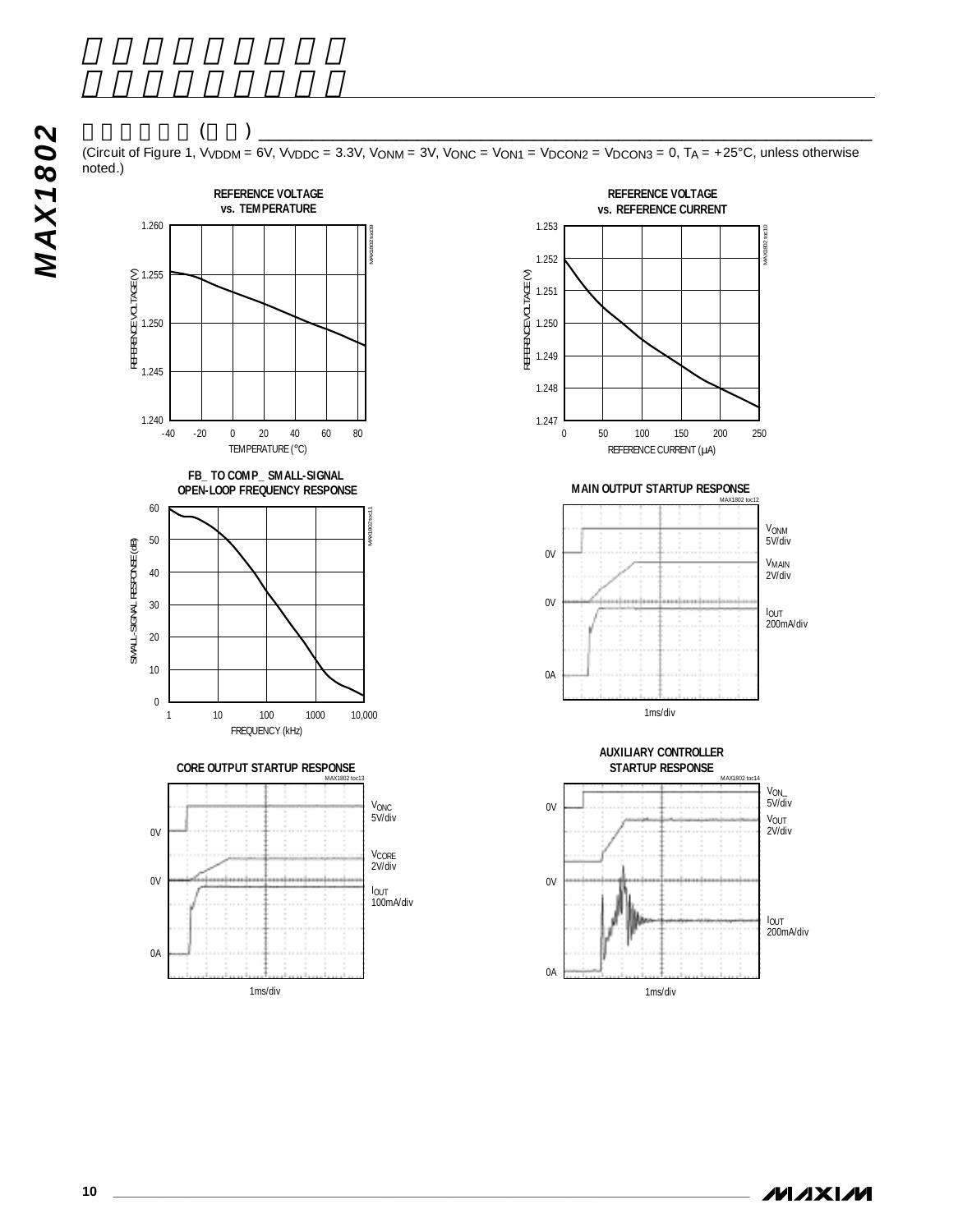## 典型工作特性(续)

(Circuit of Figure 1, $V_{VDDM}$ = 6V, $V_{VDDC}$ = 3.3V, $V_{ONM}$ = 3V, $V_{ONC}$ = $V_{ON1}$ = $V_{DCON2}$ = $V_{DCON3}$ = 0, $T_A$ = +25°C, unless otherwise noted.)

**REFERENCE VOLTAGE vs. TEMPERATURE**

MAX1802 toc09

REFERENCE VOLTAGE (V) — 1.240, 1.245, 1.250, 1.255, 1.260

TEMPERATURE (°C) — -40, -20, 0, 20, 40, 60, 80

**REFERENCE VOLTAGE vs. REFERENCE CURRENT**

MAX1802 toc10

REFERENCE VOLTAGE (V) — 1.247, 1.248, 1.249, 1.250, 1.251, 1.252, 1.253

REFERENCE CURRENT (µA) — 0, 50, 100, 150, 200, 250

**FB_ TO COMP_ SMALL-SIGNAL OPEN-LOOP FREQUENCY RESPONSE**

MAX1802 toc11

SMALL-SIGNAL RESPONSE (dB) — 0, 10, 20, 30, 40, 50, 60

FREQUENCY (kHz) — 1, 10, 100, 1000, 10,000

**MAIN OUTPUT STARTUP RESPONSE**

MAX1802 toc12

0V, 0V, 0A

$V_{ONM}$ 5V/div

$V_{MAIN}$ 2V/div

$I_{OUT}$ 200mA/div

1ms/div

**CORE OUTPUT STARTUP RESPONSE**

MAX1802 toc13

0V, 0V, 0A

$V_{ONC}$ 5V/div

$V_{CORE}$ 2V/div

$I_{OUT}$ 100mA/div

1ms/div

**AUXILIARY CONTROLLER STARTUP RESPONSE**

MAX1802 toc14

0V, 0V, 0A

$V_{ON\_}$ 5V/div

$V_{OUT}$ 2V/div

$I_{OUT}$ 200mA/div

1ms/div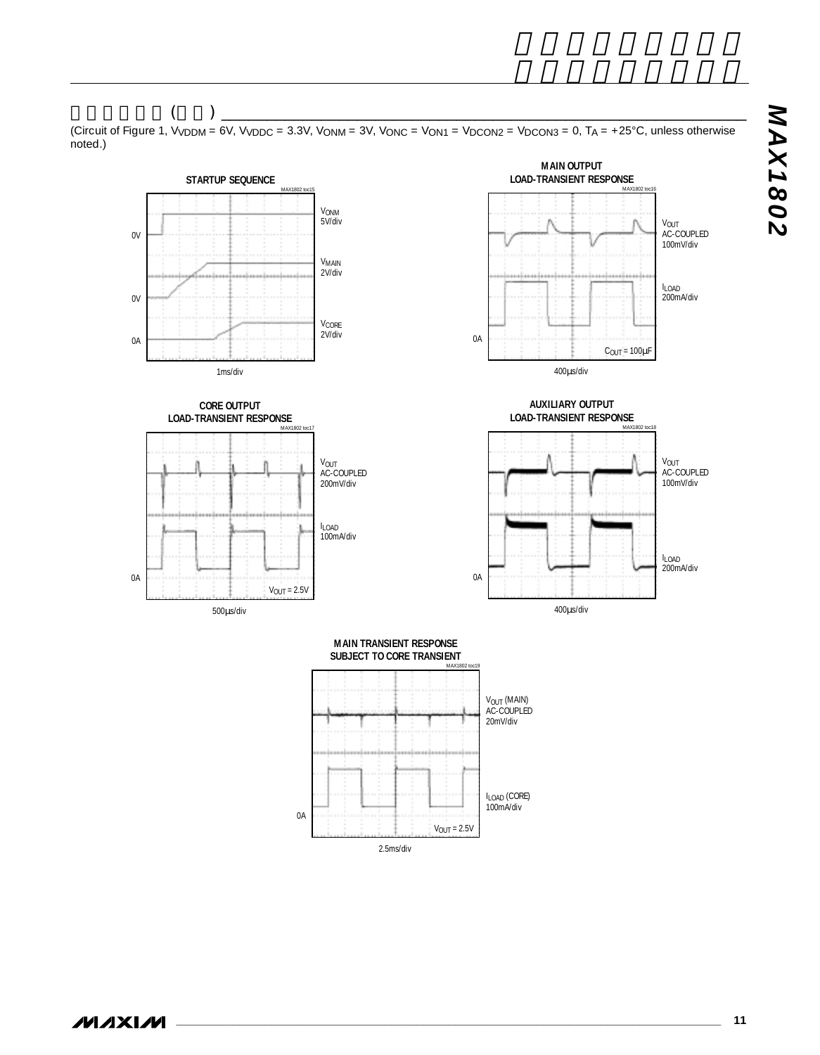## 典型工作特性（续）

(Circuit of Figure 1, $V_{VDDM}$ = 6V, $V_{VDDC}$ = 3.3V, $V_{ONM}$ = 3V, $V_{ONC}$ = $V_{ON1}$ = $V_{DCON2}$ = $V_{DCON3}$ = 0, $T_A$ = +25°C, unless otherwise noted.)

**STARTUP SEQUENCE**

MAX1802 toc15

$V_{ONM}$ 5V/div

$V_{MAIN}$ 2V/div

$V_{CORE}$ 2V/div

0V

0V

0A

1ms/div

**MAIN OUTPUT LOAD-TRANSIENT RESPONSE**

MAX1802 toc16

$V_{OUT}$ AC-COUPLED 100mV/div

$I_{LOAD}$ 200mA/div

0A

$C_{OUT}$ = 100μF

400μs/div

**CORE OUTPUT LOAD-TRANSIENT RESPONSE**

MAX1802 toc17

$V_{OUT}$ AC-COUPLED 200mV/div

$I_{LOAD}$ 100mA/div

0A

$V_{OUT}$ = 2.5V

500μs/div

**AUXILIARY OUTPUT LOAD-TRANSIENT RESPONSE**

MAX1802 toc18

$V_{OUT}$ AC-COUPLED 100mV/div

$I_{LOAD}$ 200mA/div

0A

400μs/div

**MAIN TRANSIENT RESPONSE SUBJECT TO CORE TRANSIENT**

MAX1802 toc19

$V_{OUT}$ (MAIN) AC-COUPLED 20mV/div

$I_{LOAD}$ (CORE) 100mA/div

0A

$V_{OUT}$ = 2.5V

2.5ms/div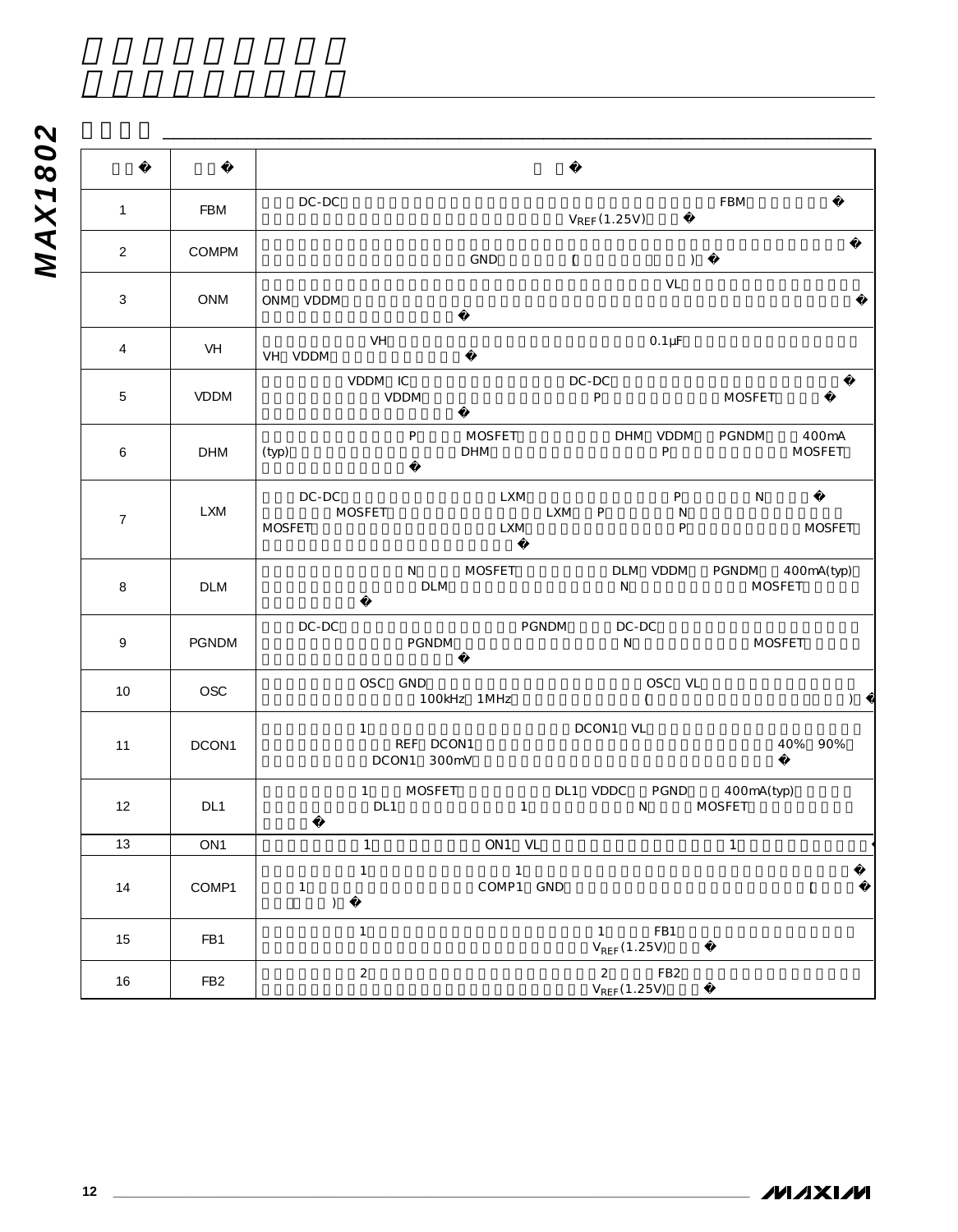| � | � | � |
| --- | --- | --- |
| 1 | FBM | DC-DC FBM � $V_{REF}$ (1.25V) � |
| 2 | COMPM | � GND ( ) � |
| 3 | ONM | VL ONM VDDM � � |
| 4 | VH | VH 0.1µF VH VDDM � |
| 5 | VDDM | VDDM IC DC-DC � VDDM P MOSFET � � |
| 6 | DHM | P MOSFET DHM VDDM PGNDM 400mA (typ) DHM P MOSFET � |
| 7 | LXM | DC-DC LXM P N � MOSFET LXM P N MOSFET LXM P MOSFET � |
| 8 | DLM | N MOSFET DLM VDDM PGNDM 400mA(typ) DLM N MOSFET � |
| 9 | PGNDM | DC-DC PGNDM DC-DC PGNDM N MOSFET � |
| 10 | OSC | OSC GND OSC VL 100kHz 1MHz ( ) � |
| 11 | DCON1 | 1 DCON1 VL REF DCON1 40% 90% DCON1 300mV � |
| 12 | DL1 | 1 MOSFET DL1 VDDC PGND 400mA(typ) DL1 1 N MOSFET � |
| 13 | ON1 | 1 ON1 VL 1 � |
| 14 | COMP1 | 1 1 � 1 COMP1 GND ( � ) � |
| 15 | FB1 | 1 1 FB1 $V_{REF}$ (1.25V) � |
| 16 | FB2 | 2 2 FB2 $V_{REF}$ (1.25V) � |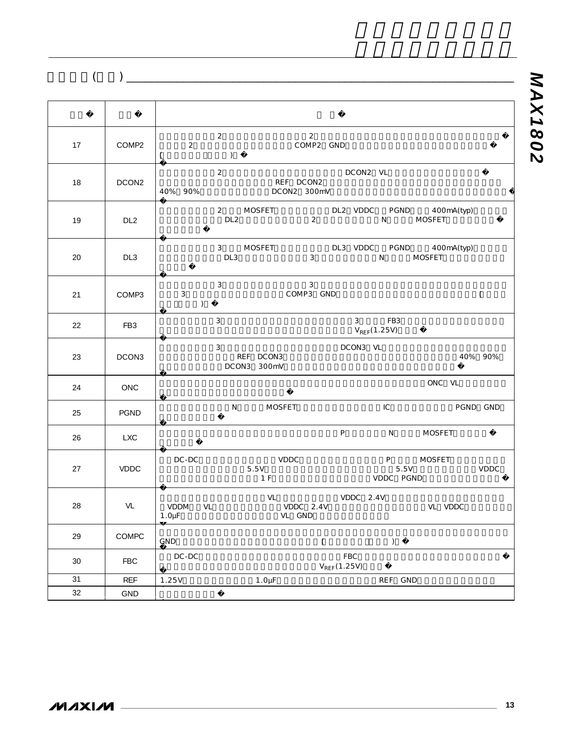| | | |
|---|---|---|
| 17 | COMP2 | 2 2 2 COMP2 GND ( ) |
| 18 | DCON2 | 2 DCON2 VL REF DCON2 40% 90% DCON2 300mV |
| 19 | DL2 | 2 MOSFET DL2 VDDC PGND 400mA(typ) DL2 2 N MOSFET |
| 20 | DL3 | 3 MOSFET DL3 VDDC PGND 400mA(typ) DL3 3 N MOSFET |
| 21 | COMP3 | 3 3 3 COMP3 GND ( ) |
| 22 | FB3 | 3 3 FB3 $V_{REF}$(1.25V) |
| 23 | DCON3 | 3 DCON3 VL REF DCON3 40% 90% DCON3 300mV |
| 24 | ONC | ONC VL |
| 25 | PGND | N MOSFET IC PGND GND |
| 26 | LXC | P N MOSFET |
| 27 | VDDC | DC-DC VDDC P MOSFET 5.5V 5.5V VDDC 1 F VDDC PGND |
| 28 | VL | VL VDDC 2.4V VDDM VL VDDC 2.4V VL VDDC 1.0µF VL GND |
| 29 | COMPC | GND ( ) |
| 30 | FBC | DC-DC FBC $V_{REF}$(1.25V) |
| 31 | REF | 1.25V 1.0µF REF GND |
| 32 | GND | |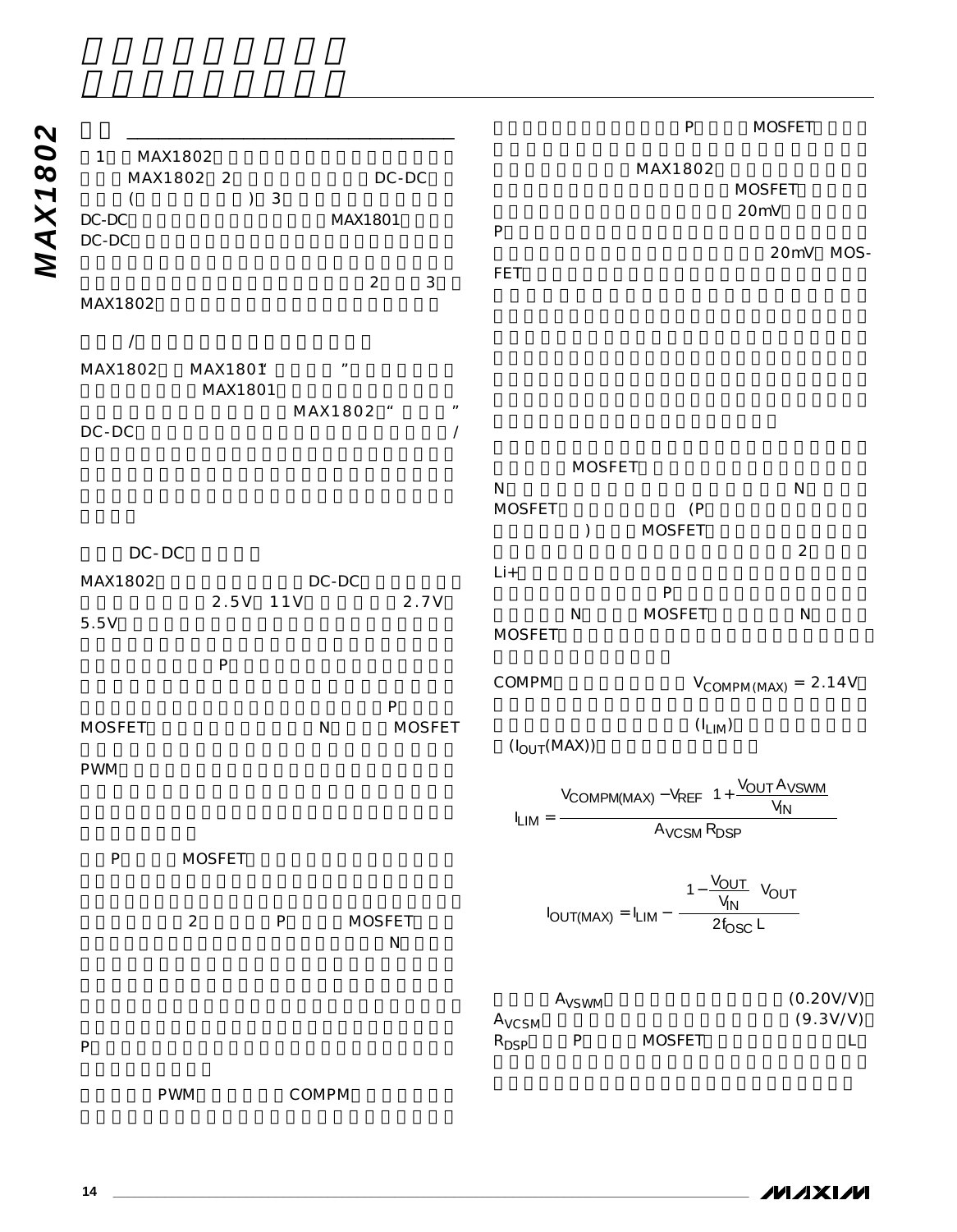1 MAX1802

MAX1802 2 DC-DC

( ) 3

DC-DC MAX1801

DC-DC

2 3

MAX1802

/

MAX1802 MAX1801" "

MAX1801

MAX1802 " "

DC-DC /

DC-DC

MAX1802 DC-DC

2.5V 11V 2.7V

5.5V

P

P

MOSFET N MOSFET

PWM

P MOSFET

2 P MOSFET

N

P

PWM COMPM

P MOSFET

MAX1802

MOSFET

20mV

P

20mV MOSFET

MOSFET

N N

MOSFET (P

) MOSFET

2

Li+

P

N MOSFET N

MOSFET

COMPM $V_{COMPM(MAX)} = 2.14V$

$(I_{LIM})$

$(I_{OUT}(MAX))$

$$I_{LIM} = \frac{V_{COMPM(MAX)} - V_{REF}\left(1+\frac{V_{OUT}A_{VSWM}}{V_{IN}}\right)}{A_{VCSM}R_{DSP}}$$

$$I_{OUT(MAX)} = I_{LIM} - \frac{\left(1-\frac{V_{OUT}}{V_{IN}}\right)V_{OUT}}{2f_{OSC}L}$$

$A_{VSWM}$ (0.20V/V)

$A_{VCSM}$ (9.3V/V)

$R_{DSP}$ P MOSFET L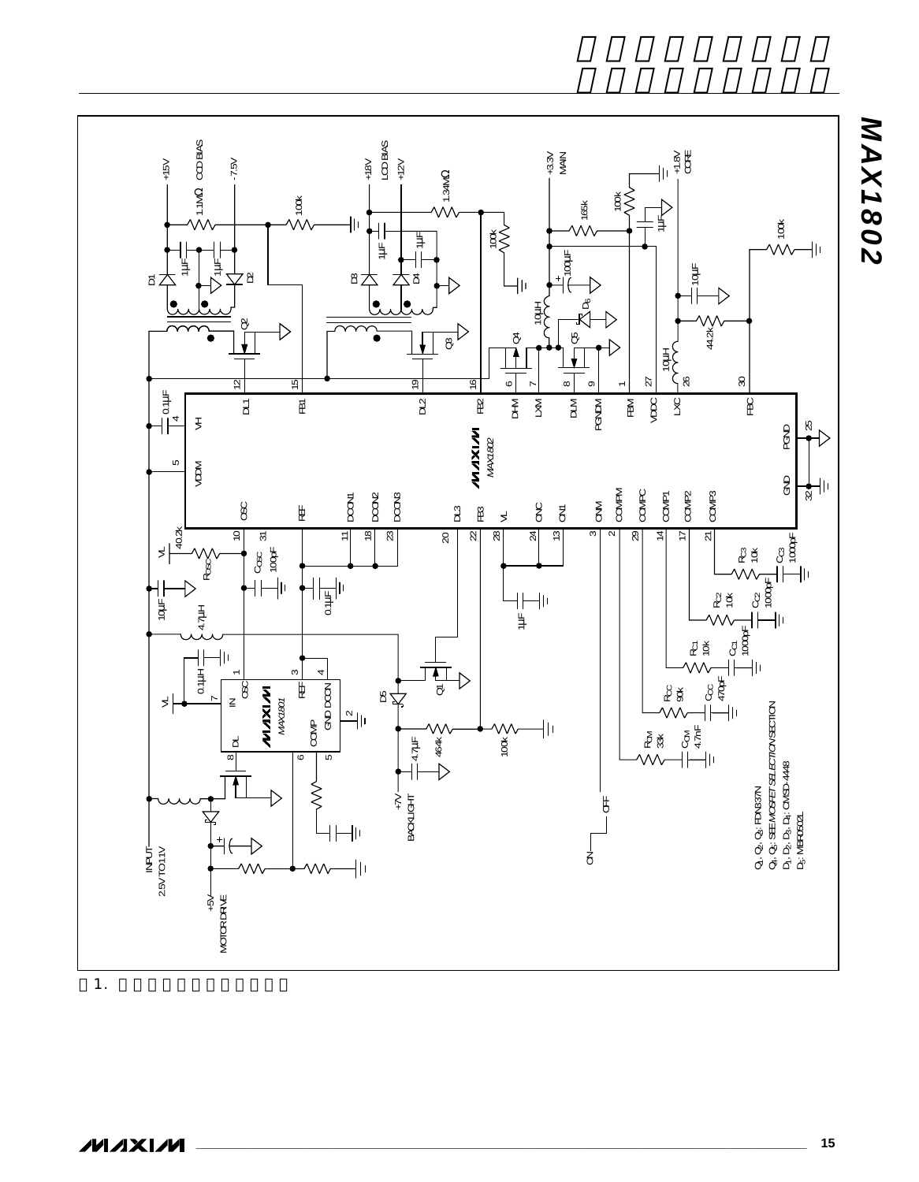Figure 1. (Chinese caption partially illegible)

MAX1802 / MAX1801 circuit schematic:

- +15V CCD BIAS
- -7.5V
- +18V LCD BIAS
- +12V
- +3.3V MAIN
- +1.8V CORE
- +7V BACKLIGHT
- +5V MOTOR DRIVE
- INPUT 2.5V TO 11V
- ON / OFF

Component notes:

- Q1, Q2, Q3: FDN337N
- Q4, Q5: SEE MOSFET SELECTION SECTION
- D1, D2, D3, D4: CMSD-4448
- D5: MBR0502L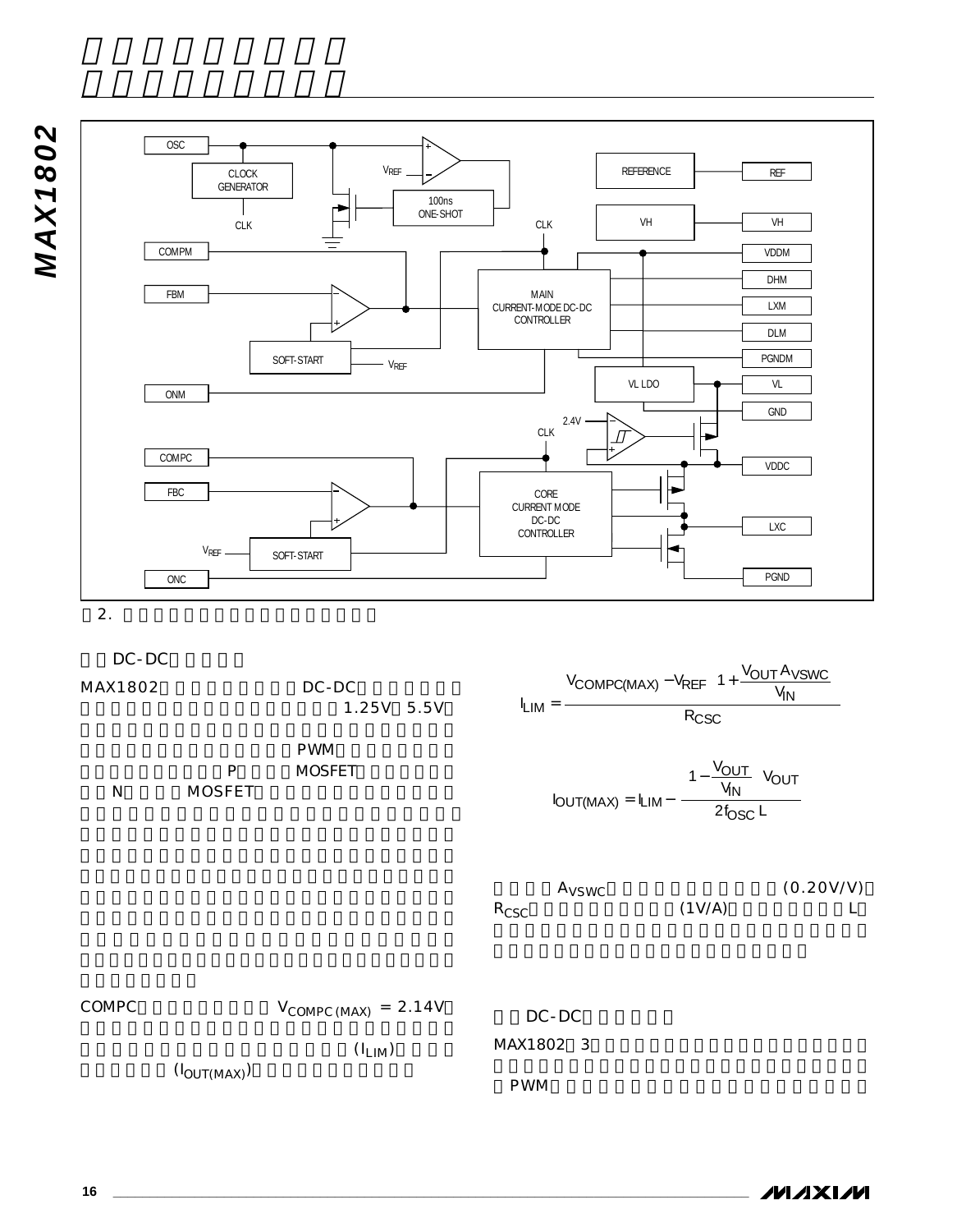图2. 

DC-DC

MAX1802 DC-DC 1.25V 5.5V PWM P MOSFET N MOSFET

COMPC $V_{COMPC(MAX)} = 2.14V$ $(I_{LIM})$ $(I_{OUT(MAX)})$

$$I_{LIM} = \frac{V_{COMPC(MAX)} - V_{REF}\left(1 + \frac{V_{OUT}A_{VSWC}}{V_{IN}}\right)}{R_{CSC}}$$

$$I_{OUT(MAX)} = I_{LIM} - \frac{\left(1 - \frac{V_{OUT}}{V_{IN}}\right)V_{OUT}}{2f_{OSC}L}$$

$A_{VSWC}$ (0.20V/V) $R_{CSC}$ (1V/A) L

DC-DC

MAX1802 3 PWM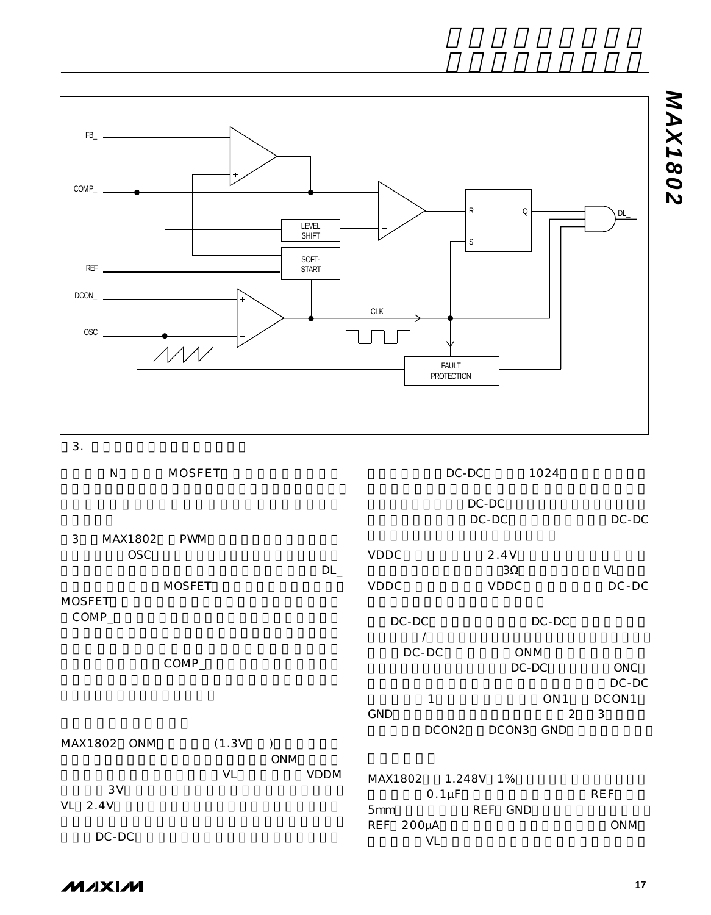图3.

N MOSFET

3 MAX1802 PWM
OSC
DL_
MOSFET
MOSFET
COMP_

COMP_

MAX1802 ONM (1.3V )
ONM
VL VDDM
3V
VL 2.4V

DC-DC

DC-DC 1024

DC-DC
DC-DC DC-DC

VDDC 2.4V
3Ω VL
VDDC VDDC DC-DC

DC-DC DC-DC
/
DC-DC ONM
DC-DC ONC
DC-DC
1 ON1 DCON1
GND 2 3
DCON2 DCON3 GND

MAX1802 1.248V 1%
0.1μF REF
5mm REF GND
REF 200μA ONM
VL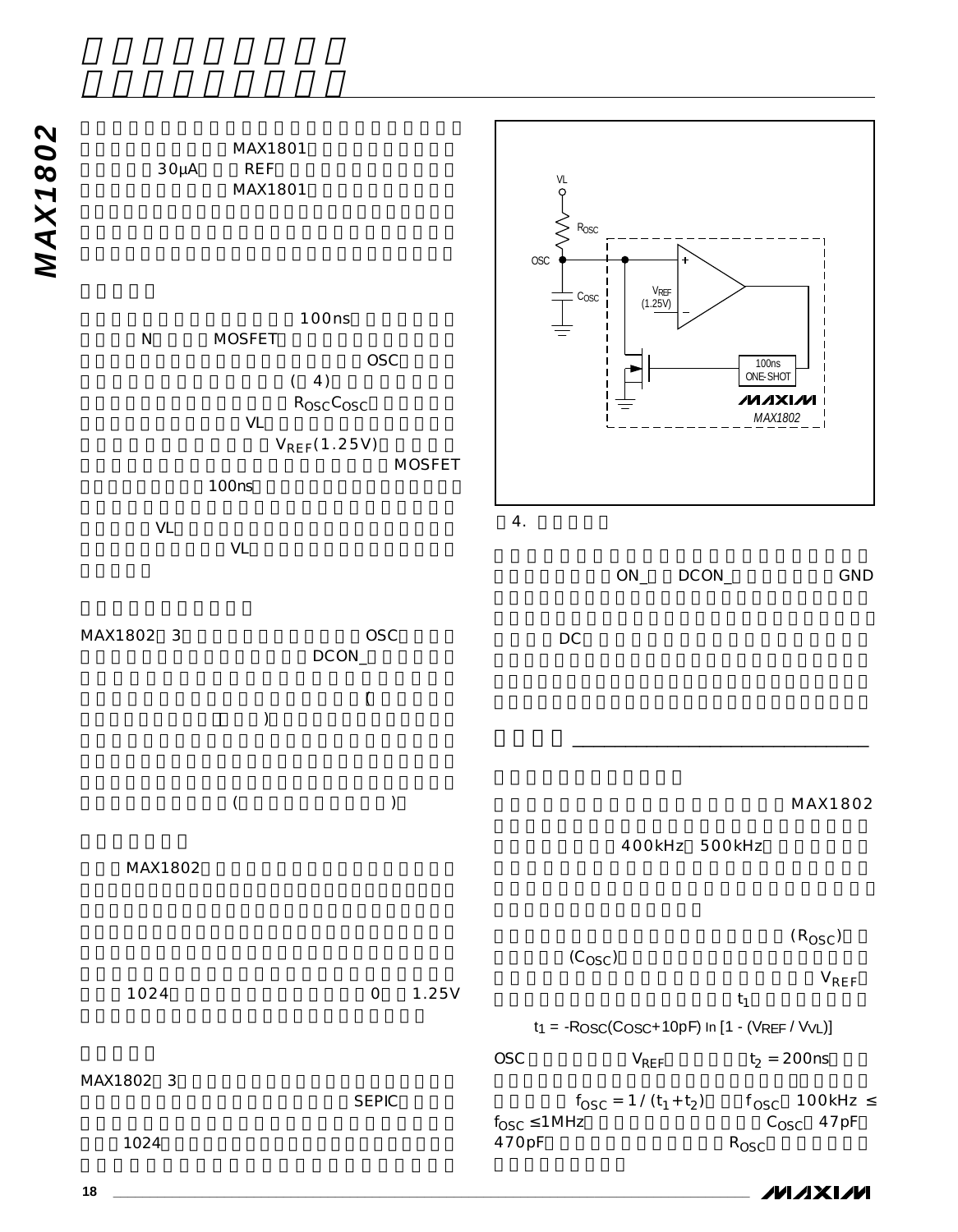MAX1801

30μA REF

MAX1801

100ns

N MOSFET

OSC

(4)

$R_{OSC}C_{OSC}$

VL

$V_{REF}$(1.25V)

MOSFET

100ns

VL

VL

MAX1802 3 OSC

DCON_

(

)

(

)

MAX1802

1024 0 1.25V

MAX1802 3

SEPIC

1024

VL

$R_{OSC}$

OSC

$C_{OSC}$

$V_{REF}$ (1.25V)

100ns ONE-SHOT

MAX1802

4.

ON_ DCON_ GND

DC

MAX1802

400kHz 500kHz

($R_{OSC}$)

($C_{OSC}$)

$V_{REF}$

$t_1$

$$t_1 = -R_{OSC}(C_{OSC} + 10pF)\ \ln\left[1 - (V_{REF} / V_{VL})\right]$$

OSC $V_{REF}$ $t_2$ = 200ns

$f_{OSC} = 1 / (t_1 + t_2)$ $f_{OSC}$ 100kHz ≤ $f_{OSC}$ ≤ 1MHz $C_{OSC}$ 47pF 470pF $R_{OSC}$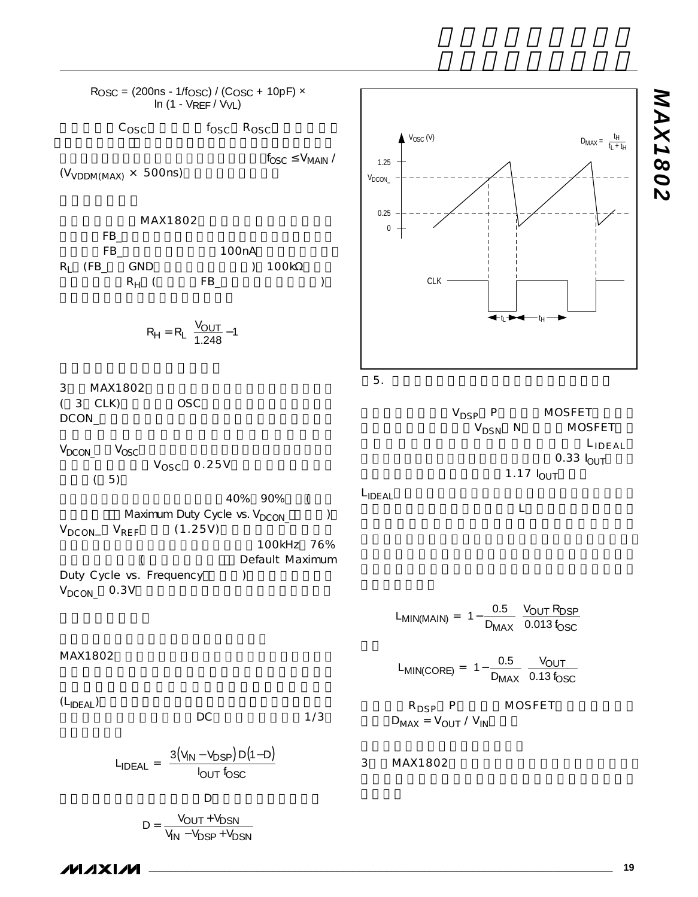$$R_{OSC} = (200ns - 1/f_{OSC}) / (C_{OSC} + 10pF) \times \ln(1 - V_{REF} / V_{VL})$$

$C_{OSC}$ $f_{OSC}$ $R_{OSC}$

$f_{OSC} \le V_{MAIN} / (V_{VDDM(MAX)} \times 500ns)$

MAX1802

FB_

FB_ 100nA

$R_L$ (FB_ GND ) 100kΩ

$R_H$ ( FB_ )

$$R_H = R_L \left( \frac{V_{OUT}}{1.248} - 1 \right)$$

3 MAX1802

( 3 CLK) OSC

DCON_

$V_{DCON\_}$ $V_{OSC}$

$V_{OSC}$ 0.25V

( 5)

40% 90% (

Maximum Duty Cycle vs. $V_{DCON\_}$ )

$V_{DCON\_}$ $V_{REF}$ (1.25V)

100kHz 76%

( Default Maximum Duty Cycle vs. Frequency )

$V_{DCON\_}$ 0.3V

MAX1802

($L_{IDEAL}$)

DC 1/3

$$L_{IDEAL} = \frac{3(V_{IN} - V_{DSP}) D (1 - D)}{I_{OUT} f_{OSC}}$$

D

$$D = \frac{V_{OUT} + V_{DSN}}{V_{IN} - V_{DSP} + V_{DSN}}$$

$V_{OSC}$ (V)

$D_{MAX} = \frac{t_H}{t_L + t_H}$

1.25

$V_{DCON\_}$

0.25

0

CLK

$t_L$ $t_H$

5.

$V_{DSP}$ P MOSFET

$V_{DSN}$ N MOSFET

$L_{IDEAL}$

0.33 $I_{OUT}$

1.17 $I_{OUT}$

$L_{IDEAL}$

L

$$L_{MIN(MAIN)} = \left(1 - \frac{0.5}{D_{MAX}}\right) \frac{V_{OUT} R_{DSP}}{0.013 f_{OSC}}$$

$$L_{MIN(CORE)} = \left(1 - \frac{0.5}{D_{MAX}}\right) \frac{V_{OUT}}{0.13 f_{OSC}}$$

$R_{DSP}$ P MOSFET

$D_{MAX} = V_{OUT} / V_{IN}$

3 MAX1802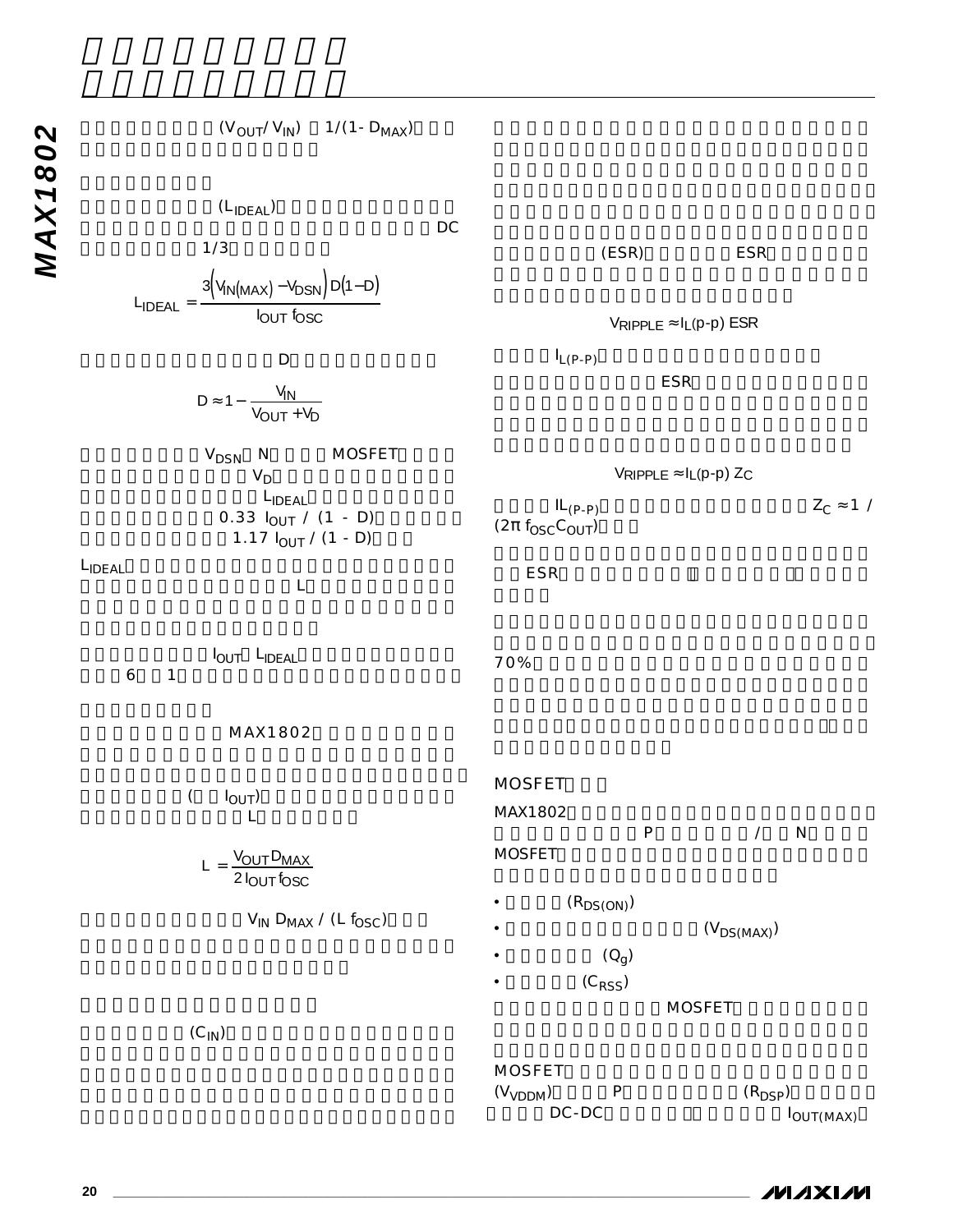$(V_{OUT}/V_{IN})$ $1/(1- D_{MAX})$

$(L_{IDEAL})$ DC

1/3

$$L_{IDEAL} = \frac{3\left(V_{IN(MAX)} - V_{DSN}\right) D\left(1 - D\right)}{I_{OUT}\, f_{OSC}}$$

D

$$D \approx 1 - \frac{V_{IN}}{V_{OUT} + V_D}$$

$V_{DSN}$ N MOSFET

$V_D$

$L_{IDEAL}$

$0.33\ I_{OUT} / (1 - D)$

$1.17\ I_{OUT} / (1 - D)$

$L_{IDEAL}$

L

$I_{OUT}$ $L_{IDEAL}$

6 1

MAX1802

$(I_{OUT})$

L

$$L = \frac{V_{OUT} D_{MAX}}{2\, I_{OUT}\, f_{OSC}}$$

$V_{IN}\, D_{MAX} / (L\, f_{OSC})$

$(C_{IN})$

(ESR) ESR

$$V_{RIPPLE} \approx I_{L(p\text{-}p)}\ ESR$$

$I_{L(P\text{-}P)}$

ESR

$$V_{RIPPLE} \approx I_{L(p\text{-}p)}\ Z_C$$

$I_{L(P\text{-}P)}$ $Z_C \approx 1 / (2\pi\, f_{OSC} C_{OUT})$

ESR

70%

## MOSFET

MAX1802 P / N MOSFET

- $(R_{DS(ON)})$
- $(V_{DS(MAX)})$
- $(Q_g)$
- $(C_{RSS})$

MOSFET

MOSFET $(V_{VDDM})$ P $(R_{DSP})$ DC-DC $I_{OUT(MAX)}$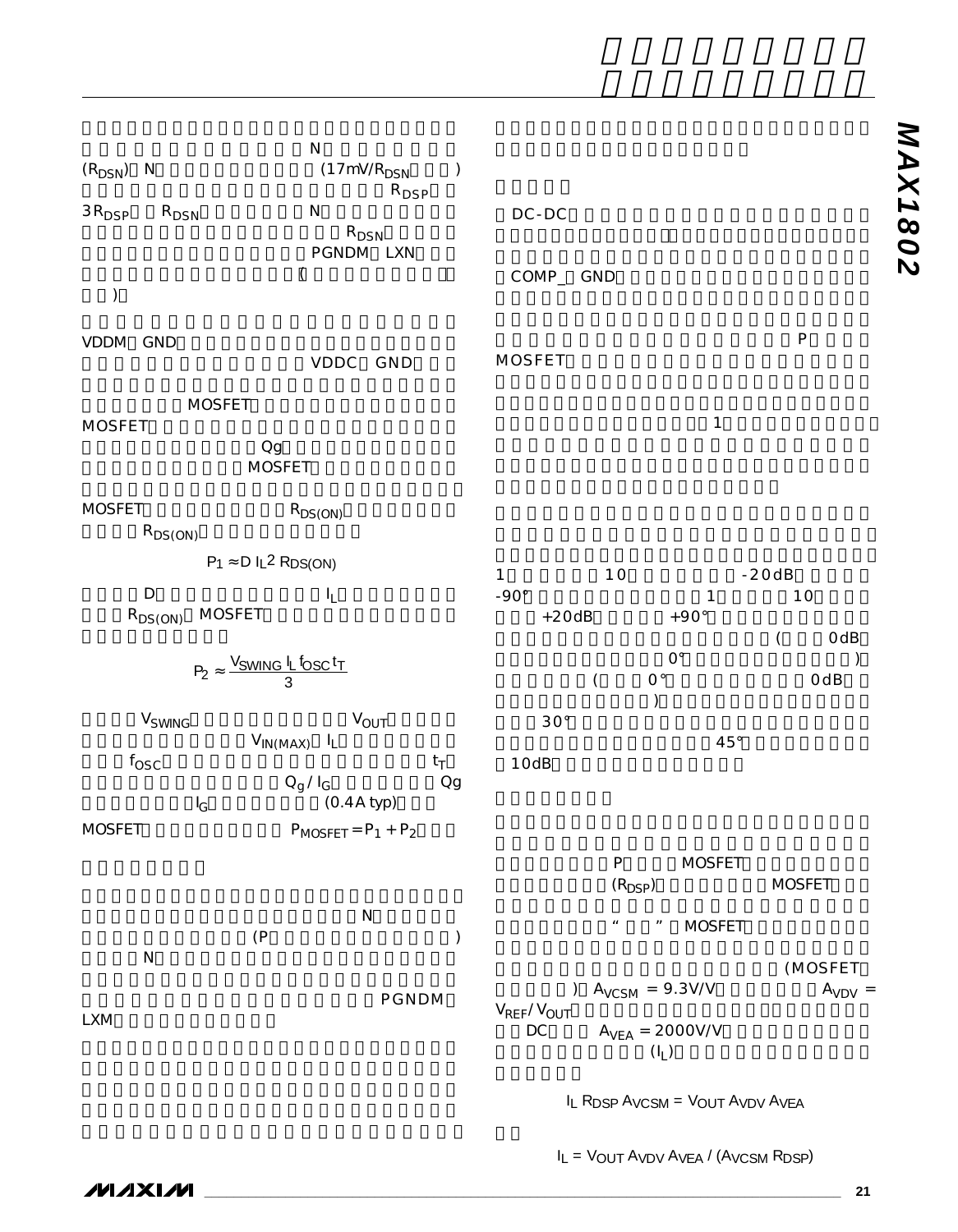N

($R_{DSN}$) N (17mV/$R_{DSN}$ )

$R_{DSP}$

3$R_{DSP}$ $R_{DSN}$ N

$R_{DSN}$

PGNDM LXN

(

)

VDDM GND

VDDC GND

MOSFET

MOSFET

Qg

MOSFET

MOSFET $R_{DS(ON)}$

$R_{DS(ON)}$

$$P_1 \approx D\ I_L{}^2\ R_{DS(ON)}$$

D $I_L$

$R_{DS(ON)}$ MOSFET

$$P_2 \approx \frac{V_{SWING}\ I_L\ f_{OSC}\ t_T}{3}$$

$V_{SWING}$ $V_{OUT}$

$V_{IN(MAX)}$ $I_L$

$f_{OSC}$ $t_T$

$Q_g / I_G$ Qg

$I_G$ (0.4A typ)

MOSFET $P_{MOSFET} = P_1 + P_2$

N

(P )

N

PGNDM

LXM

DC-DC

COMP_ GND

P

MOSFET

1

1 10 -20dB

-90° 1 10

+20dB +90°

( 0dB

0° )

( 0° 0dB

)

30°

45°

10dB

P MOSFET

($R_{DSP}$) MOSFET

" " MOSFET

(MOSFET

) $A_{VCSM}$ = 9.3V/V $A_{VDV}$ =

$V_{REF}/V_{OUT}$

DC $A_{VEA}$ = 2000V/V

($I_L$)

$$I_L\ R_{DSP}\ A_{VCSM} = V_{OUT}\ A_{VDV}\ A_{VEA}$$

$$I_L = V_{OUT}\ A_{VDV}\ A_{VEA} / (A_{VCSM}\ R_{DSP})$$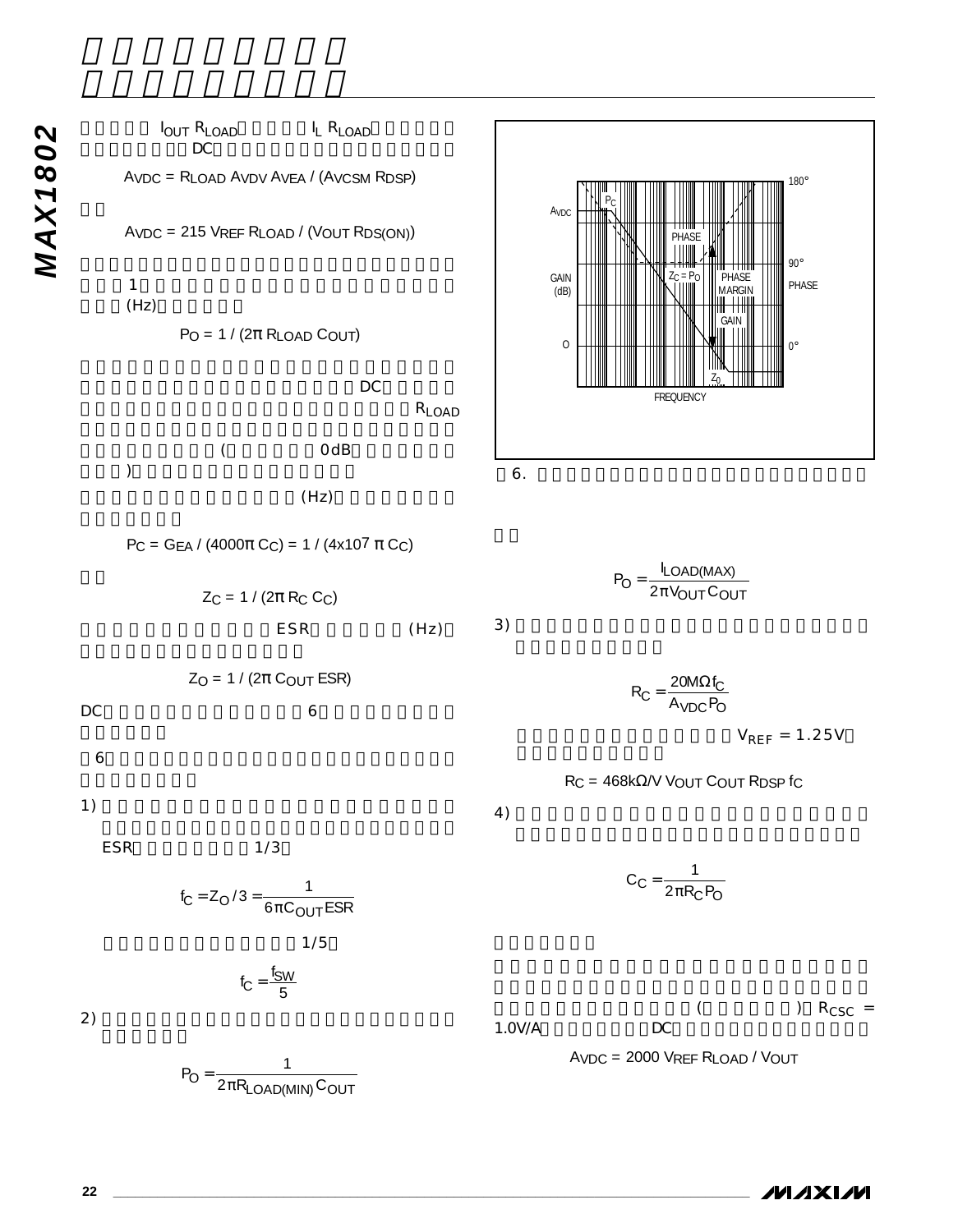$I_{OUT}$ $R_{LOAD}$ $I_L$ $R_{LOAD}$ DC

$$A_{VDC} = R_{LOAD} A_{VDV} A_{VEA} / (A_{VCSM} R_{DSP})$$

$$A_{VDC} = 215 V_{REF} R_{LOAD} / (V_{OUT} R_{DS(ON)})$$

1 (Hz)

$$P_O = 1 / (2\pi R_{LOAD} C_{OUT})$$

DC $R_{LOAD}$ ( 0dB )

(Hz)

$$P_C = G_{EA} / (4000\pi C_C) = 1 / (4x10^7 \pi C_C)$$

$$Z_C = 1 / (2\pi R_C C_C)$$

ESR (Hz)

$$Z_O = 1 / (2\pi C_{OUT} ESR)$$

DC 6

6

1) ESR 1/3

$$f_C = Z_O / 3 = \frac{1}{6\pi C_{OUT} ESR}$$

1/5

$$f_C = \frac{f_{SW}}{5}$$

2)

$$P_O = \frac{1}{2\pi R_{LOAD(MIN)} C_{OUT}}$$

| | | | |
|---|---|---|---|
| $A_{VDC}$ | $P_C$ | PHASE | 180° |
| GAIN (dB) | $Z_C = P_O$ | PHASE MARGIN | 90° PHASE |
| O | GAIN | $Z_O$ | 0° |
| | FREQUENCY | | |

6.

$$P_O = \frac{I_{LOAD(MAX)}}{2\pi V_{OUT} C_{OUT}}$$

3)

$$R_C = \frac{20M\Omega f_C}{A_{VDC} P_O}$$

$V_{REF} = 1.25V$

$$R_C = 468k\Omega/V\ V_{OUT} C_{OUT} R_{DSP} f_C$$

4)

$$C_C = \frac{1}{2\pi R_C P_O}$$

( ) $R_{CSC}$ = 1.0V/A DC

$$A_{VDC} = 2000 V_{REF} R_{LOAD} / V_{OUT}$$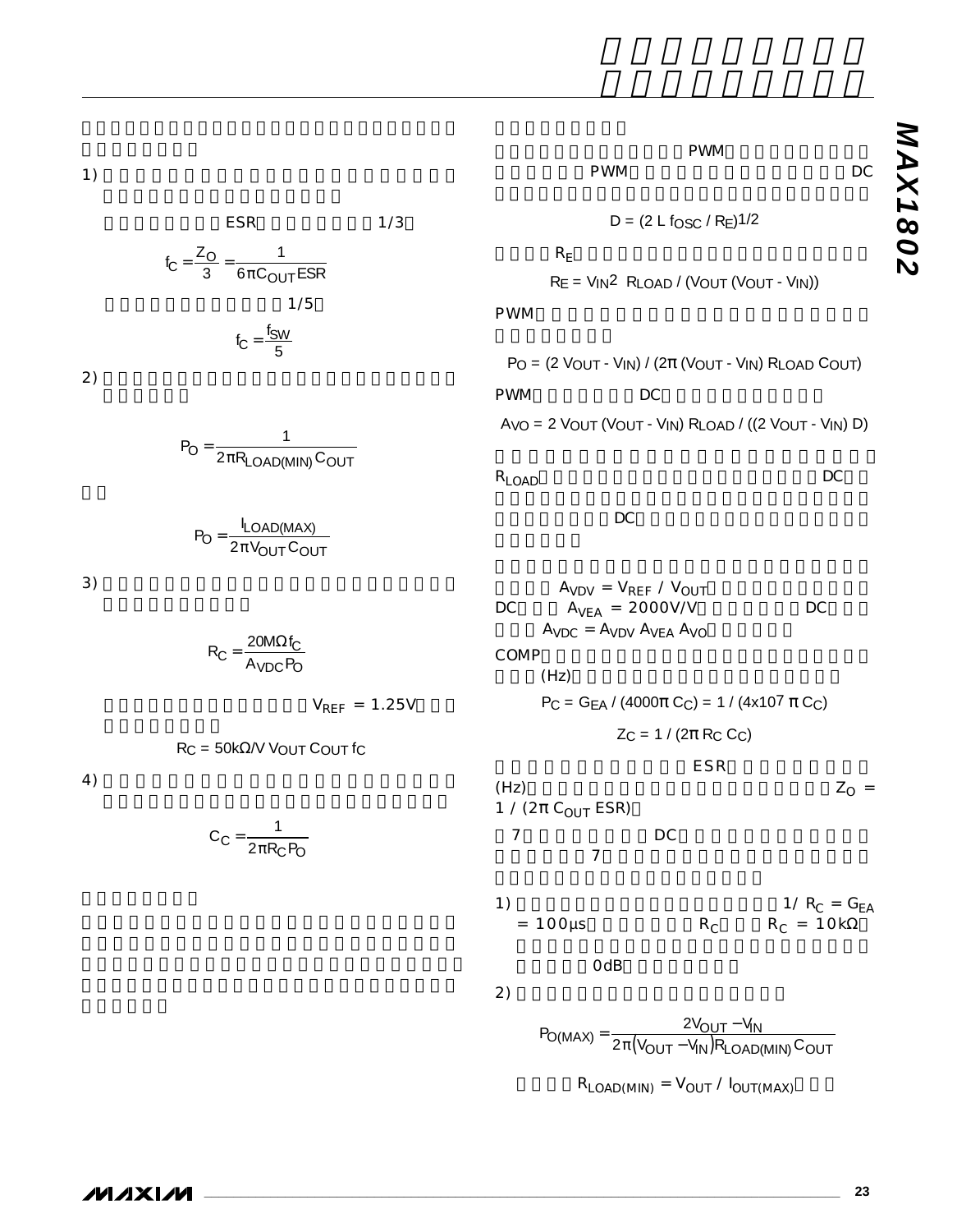1)

ESR 1/3

$$f_C = \frac{Z_O}{3} = \frac{1}{6\pi C_{OUT} ESR}$$

1/5

$$f_C = \frac{f_{SW}}{5}$$

2)

$$P_O = \frac{1}{2\pi R_{LOAD(MIN)} C_{OUT}}$$

$$P_O = \frac{I_{LOAD(MAX)}}{2\pi V_{OUT} C_{OUT}}$$

3)

$$R_C = \frac{20M\Omega f_C}{A_{VDC} P_O}$$

$V_{REF}$ = 1.25V

$$R_C = 50k\Omega/V\ V_{OUT} C_{OUT} f_C$$

4)

$$C_C = \frac{1}{2\pi R_C P_O}$$

PWM

PWM DC

$$D = (2 L f_{OSC} / R_E)^{1/2}$$

$R_E$

$$R_E = V_{IN}^2\ R_{LOAD} / (V_{OUT} (V_{OUT} - V_{IN}))$$

PWM

$$P_O = (2 V_{OUT} - V_{IN}) / (2\pi (V_{OUT} - V_{IN}) R_{LOAD} C_{OUT})$$

PWM DC

$$A_{VO} = 2 V_{OUT} (V_{OUT} - V_{IN}) R_{LOAD} / ((2 V_{OUT} - V_{IN}) D)$$

$R_{LOAD}$ DC

DC

$A_{VDV} = V_{REF} / V_{OUT}$

DC $A_{VEA}$ = 2000V/V DC

$A_{VDC} = A_{VDV} A_{VEA} A_{VO}$

COMP

(Hz)

$$P_C = G_{EA} / (4000\pi C_C) = 1 / (4\times10^7 \pi C_C)$$

$$Z_C = 1 / (2\pi R_C C_C)$$

ESR

(Hz) $Z_O = 1 / (2\pi C_{OUT} ESR)$

7 DC

7

1) $1/R_C = G_{EA}$ = 100µs $R_C$ $R_C$ = 10kΩ

0dB

2)

$$P_{O(MAX)} = \frac{2V_{OUT} - V_{IN}}{2\pi (V_{OUT} - V_{IN}) R_{LOAD(MIN)} C_{OUT}}$$

$R_{LOAD(MIN)} = V_{OUT} / I_{OUT(MAX)}$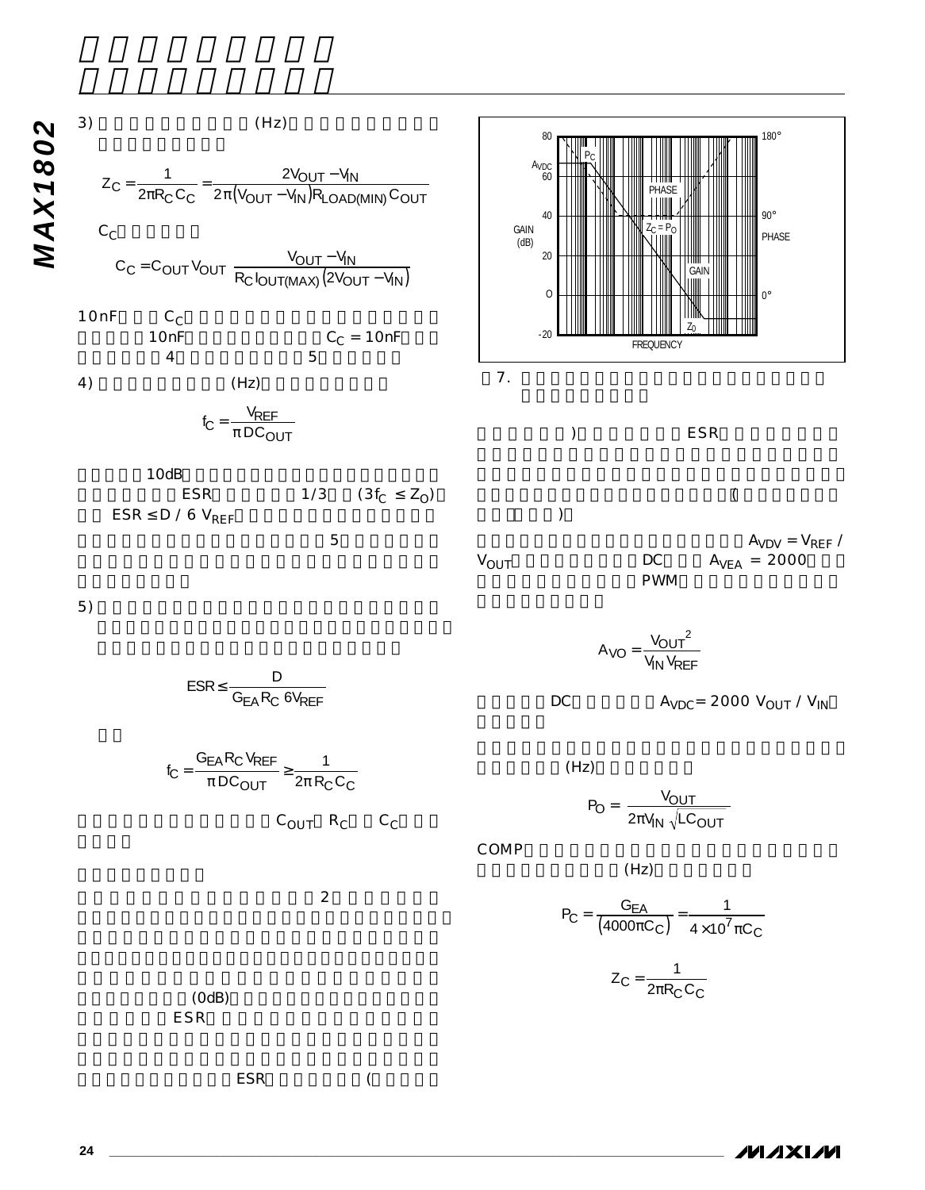3) 

$$Z_C = \frac{1}{2\pi R_C C_C} = \frac{2V_{OUT} - V_{IN}}{2\pi(V_{OUT} - V_{IN})R_{LOAD(MIN)}C_{OUT}}$$

$C_C$

$$C_C = C_{OUT} V_{OUT} \frac{V_{OUT} - V_{IN}}{R_C I_{OUT(MAX)}(2V_{OUT} - V_{IN})}$$

10nF $C_C$ 10nF $C_C = 10nF$ 4 5

4) (Hz)

$$f_C = \frac{V_{REF}}{\pi D C_{OUT}}$$

10dB ESR 1/3 $(3f_C \le Z_O)$ $ESR \le D / 6\ V_{REF}$

5

5)

$$ESR \le \frac{D}{G_{EA} R_C\ 6V_{REF}}$$

$$f_C = \frac{G_{EA} R_C V_{REF}}{\pi D C_{OUT}} \ge \frac{1}{2\pi R_C C_C}$$

$C_{OUT}$ $R_C$ $C_C$

2

(0dB)

ESR

ESR (

7.

) ESR

(

)

$A_{VDV} = V_{REF} / V_{OUT}$ DC $A_{VEA} = 2000$ PWM

$$A_{VO} = \frac{V_{OUT}^2}{V_{IN} V_{REF}}$$

DC $A_{VDC} = 2000\ V_{OUT} / V_{IN}$

(Hz)

$$P_O = \frac{V_{OUT}}{2\pi V_{IN}\sqrt{LC_{OUT}}}$$

COMP (Hz)

$$P_C = \frac{G_{EA}}{(4000\pi C_C)} = \frac{1}{4 \times 10^7 \pi C_C}$$

$$Z_C = \frac{1}{2\pi R_C C_C}$$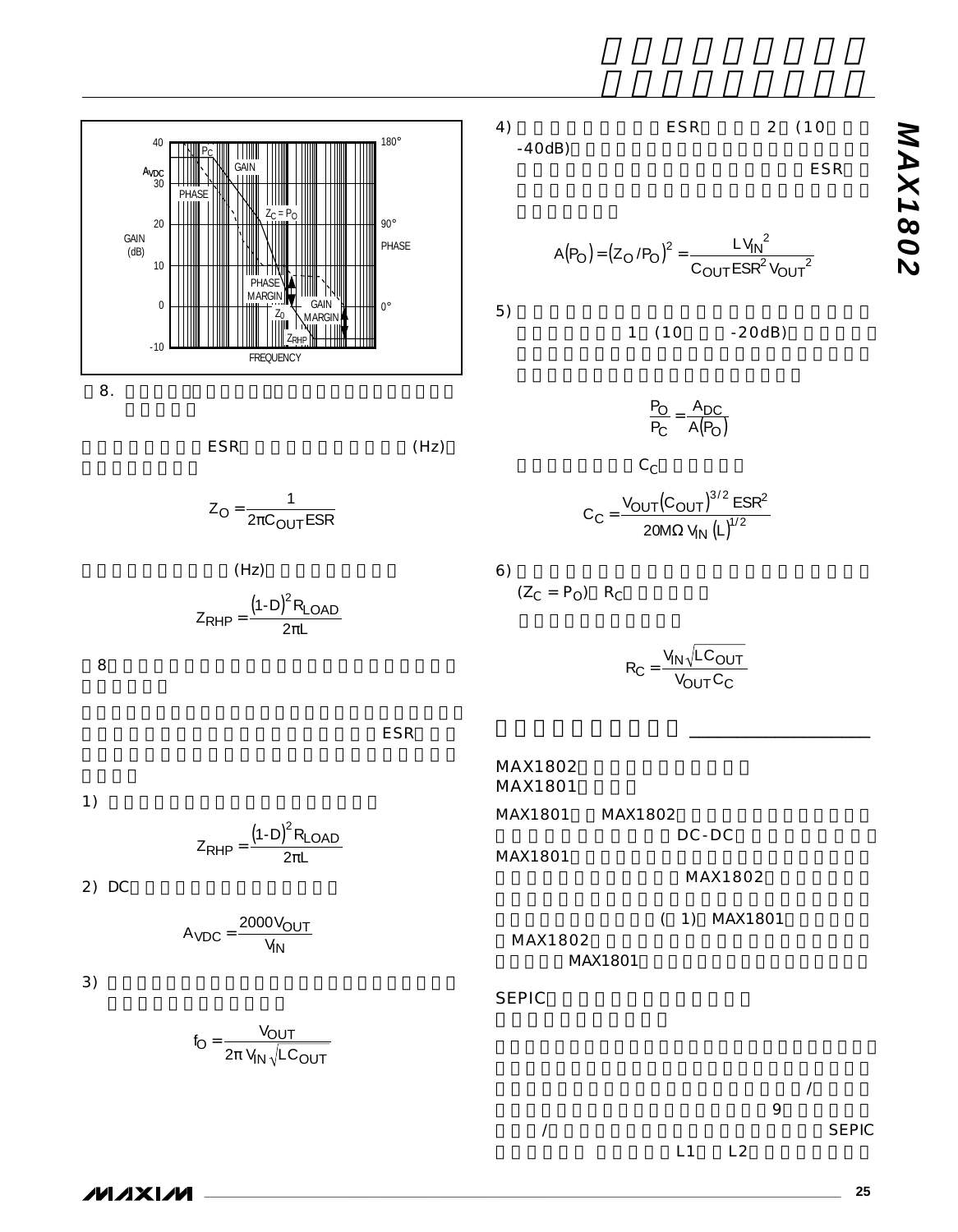4) ESR 2 (10 -40dB) ESR

$$A(P_O) = (Z_O / P_O)^2 = \frac{LV_{IN}^2}{C_{OUT} ESR^2 V_{OUT}^2}$$

5) 1 (10 -20dB)

$$\frac{P_O}{P_C} = \frac{A_{DC}}{A(P_O)}$$

$C_C$

$$C_C = \frac{V_{OUT}(C_{OUT})^{3/2} ESR^2}{20M\Omega \, V_{IN} \, (L)^{1/2}}$$

6) $(Z_C = P_O)$ $R_C$

$$R_C = \frac{V_{IN}\sqrt{LC_{OUT}}}{V_{OUT} C_C}$$

8.

ESR (Hz)

$$Z_O = \frac{1}{2\pi C_{OUT} ESR}$$

(Hz)

$$Z_{RHP} = \frac{(1-D)^2 R_{LOAD}}{2\pi L}$$

8

ESR

1)

$$Z_{RHP} = \frac{(1-D)^2 R_{LOAD}}{2\pi L}$$

2) DC

$$A_{VDC} = \frac{2000 V_{OUT}}{V_{IN}}$$

3)

$$f_O = \frac{V_{OUT}}{2\pi \, V_{IN} \sqrt{LC_{OUT}}}$$

## 

### MAX1802 MAX1801

MAX1801 MAX1802 DC-DC MAX1801 MAX1802 ( 1) MAX1801 MAX1802 MAX1801

### SEPIC

/ 9 / SEPIC L1 L2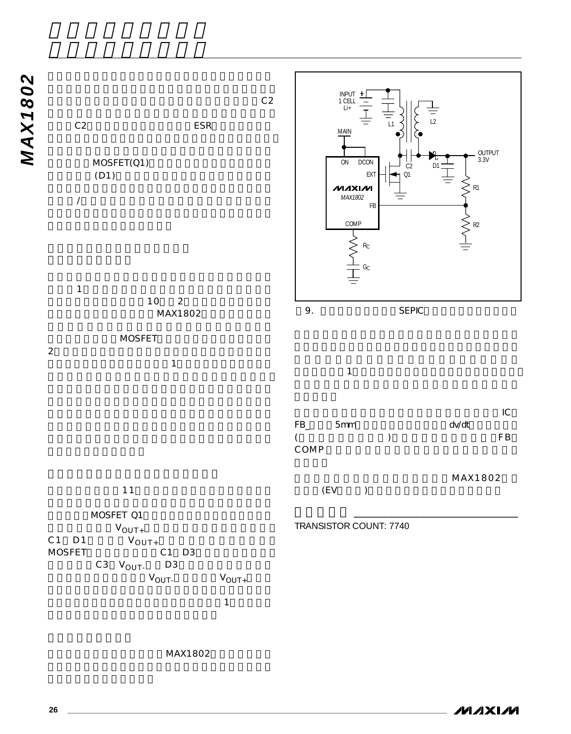C2

C2 ESR

MOSFET(Q1)

(D1)

/

1

10 2

MAX1802

MOSFET

2

1

11

MOSFET Q1

$V_{OUT+}$

C1 D1 $V_{OUT+}$

MOSFET C1 D3

C3 $V_{OUT-}$ D3

$V_{OUT-}$ $V_{OUT+}$

1

MAX1802

INPUT 1 CELL Li+ L1 L2 MAIN ON DCON EXT Q1 C2 D1 OUTPUT 3.3V MAX1802 FB R1 R2 COMP $R_C$ $C_C$

9. SEPIC

1

IC

FB_ 5mm dv/dt

( )

FB

COMP

MAX1802

(EV )

TRANSISTOR COUNT: 7740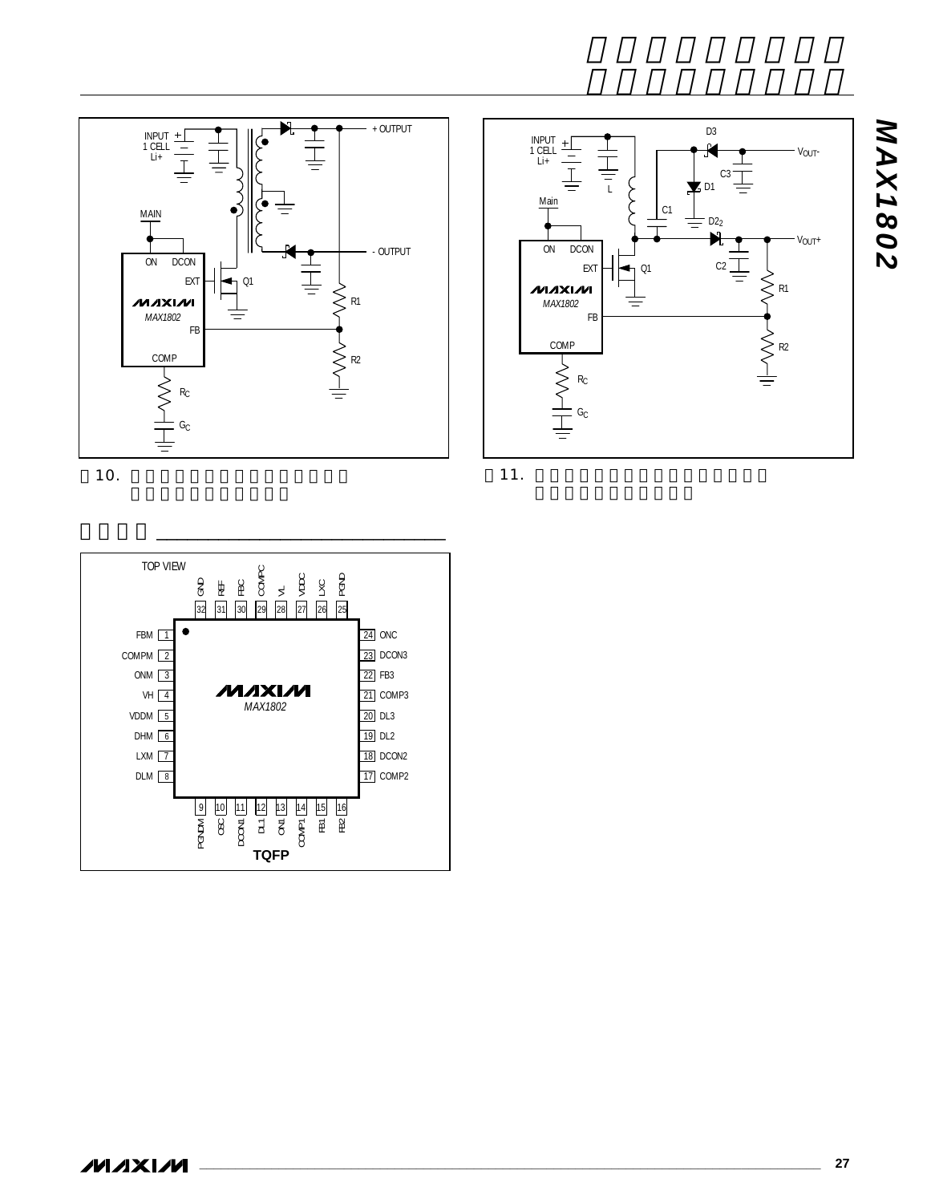10.

11.

TOP VIEW

| Pin | Name | Pin | Name |
|---|---|---|---|
| 1 | FBM | 17 | COMP2 |
| 2 | COMPM | 18 | DCON2 |
| 3 | ONM | 19 | DL2 |
| 4 | VH | 20 | DL3 |
| 5 | VDDM | 21 | COMP3 |
| 6 | DHM | 22 | FB3 |
| 7 | LXM | 23 | DCON3 |
| 8 | DLM | 24 | ONC |
| 9 | PGNDM | 25 | PGND |
| 10 | OSC | 26 | LXC |
| 11 | DCON1 | 27 | VDDC |
| 12 | DL1 | 28 | VL |
| 13 | ON1 | 29 | COMPC |
| 14 | COMP1 | 30 | FBC |
| 15 | FB1 | 31 | REF |
| 16 | FB2 | 32 | GND |

MAX1802

**TQFP**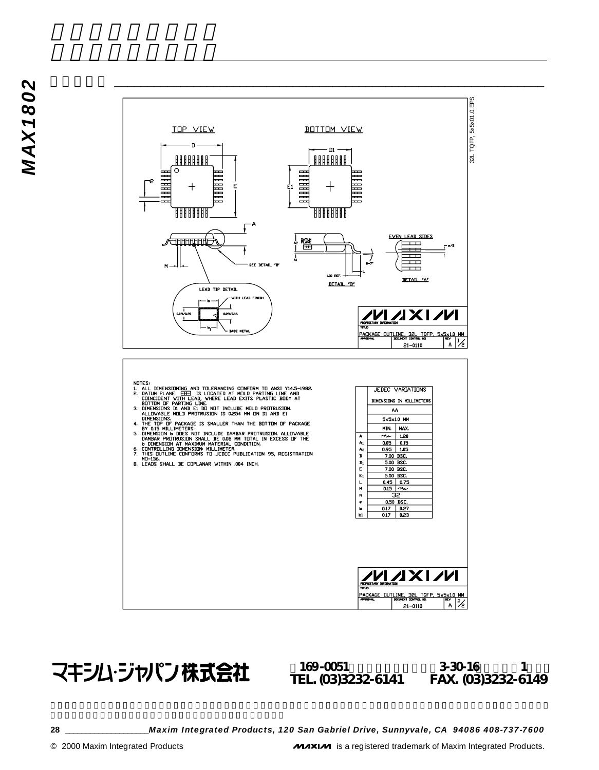MAX1802

パッケージ

TOP VIEW

BOTTOM VIEW

32L TQFP, 5x5x01.0.EPS

LEAD TIP DETAIL

WITH LEAD FINISH

BASE METAL

0.09/0.20

0.09/0.16

SEE DETAIL "B"

DATUM PLANE

1.00 REF.

0~7°

DETAIL "B"

EVEN LEAD SIDES

DETAIL "A"

PROPRIETARY INFORMATION

TITLE: PACKAGE OUTLINE, 32L TQFP, 5x5x1.0 MM

21-0110 A 1/2

NOTES:

1. ALL DIMENSIONING AND TOLERANCING CONFORM TO ANSI Y14.5-1982.
2. DATUM PLANE -H- IS LOCATED AT MOLD PARTING LINE AND COINCIDENT WITH LEAD, WHERE LEAD EXITS PLASTIC BODY AT BOTTOM OF PARTING LINE.
3. DIMENSIONS D1 AND E1 DO NOT INCLUDE MOLD PROTRUSION. ALLOWABLE MOLD PROTRUSION IS 0.254 MM ON D1 AND E1 DIMENSIONS.
4. THE TOP OF PACKAGE IS SMALLER THAN THE BOTTOM OF PACKAGE BY 0.15 MILLIMETERS.
5. DIMENSION b DOES NOT INCLUDE DAMBAR PROTRUSION. ALLOWABLE DAMBAR PROTRUSION SHALL BE 0.08 MM TOTAL IN EXCESS OF THE b DIMENSION AT MAXIMUM MATERIAL CONDITION.
6. CONTROLLING DIMENSION: MILLIMETER.
7. THIS OUTLINE CONFORMS TO JEDEC PUBLICATION 95, REGISTRATION MO-136.
8. LEADS SHALL BE COPLANAR WITHIN .004 INCH.

| JEDEC VARIATIONS | | |
|---|---|---|
| DIMENSIONS IN MILLIMETERS | | |
| | AA | |
| | 5x5x1.0 MM | |
| | MIN. | MAX. |
| A | ~ | 1.20 |
| $A_1$ | 0.05 | 0.15 |
| $A_2$ | 0.95 | 1.05 |
| D | 7.00 BSC. | |
| $D_1$ | 5.00 BSC. | |
| E | 7.00 BSC. | |
| $E_1$ | 5.00 BSC. | |
| L | 0.45 | 0.75 |
| M | 0.15 | ~ |
| N | 32 | |
| e | 0.50 BSC. | |
| b | 0.17 | 0.27 |
| b1 | 0.17 | 0.23 |

PROPRIETARY INFORMATION

TITLE: PACKAGE OUTLINE, 32L TQFP, 5x5x1.0 MM

21-0110 A 2/2

マキシム・ジャパン株式会社

〒169-0051 3-30-16 1

TEL. (03)3232-6141 FAX. (03)3232-6149

Maxim Integrated Products, 120 San Gabriel Drive, Sunnyvale, CA 94086 408-737-7600

© 2000 Maxim Integrated Products

MAXIM is a registered trademark of Maxim Integrated Products.